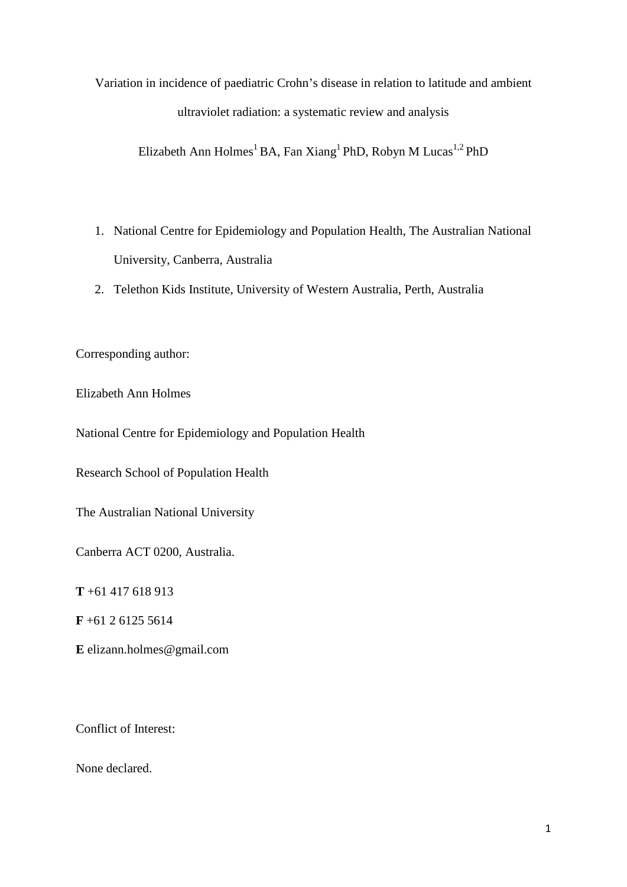# Variation in incidence of paediatric Crohn's disease in relation to latitude and ambient ultraviolet radiation: a systematic review and analysis

Elizabeth Ann Holmes[1] BA, Fan Xiang[1] PhD, Robyn M Lucas[1,2] PhD

1. National Centre for Epidemiology and Population Health, The Australian National University, Canberra, Australia
2. Telethon Kids Institute, University of Western Australia, Perth, Australia

Corresponding author:

Elizabeth Ann Holmes

National Centre for Epidemiology and Population Health

Research School of Population Health

The Australian National University

Canberra ACT 0200, Australia.

**T** +61 417 618 913

**F** +61 2 6125 5614

**E** elizann.holmes@gmail.com

Conflict of Interest:

None declared.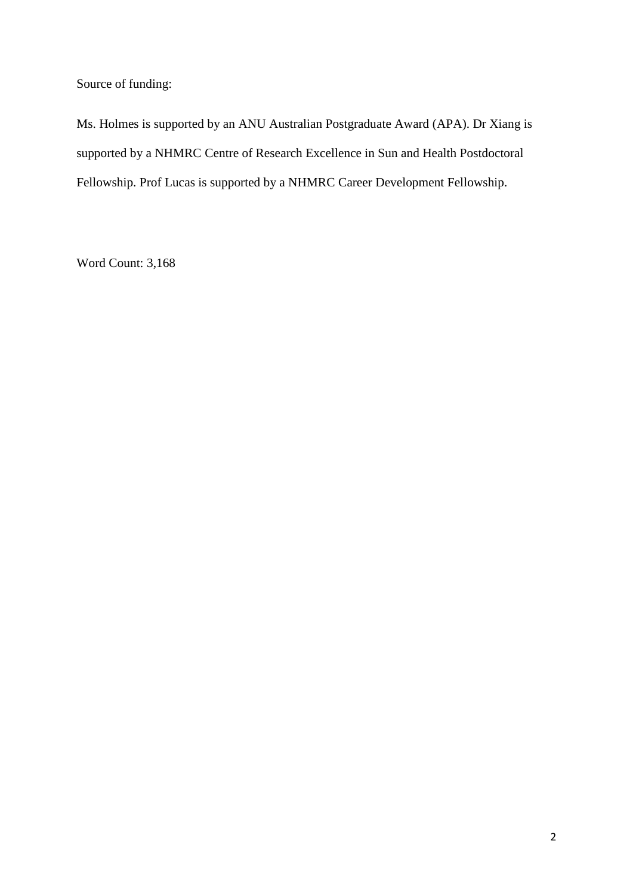Source of funding:

Ms. Holmes is supported by an ANU Australian Postgraduate Award (APA). Dr Xiang is supported by a NHMRC Centre of Research Excellence in Sun and Health Postdoctoral Fellowship. Prof Lucas is supported by a NHMRC Career Development Fellowship.

Word Count: 3,168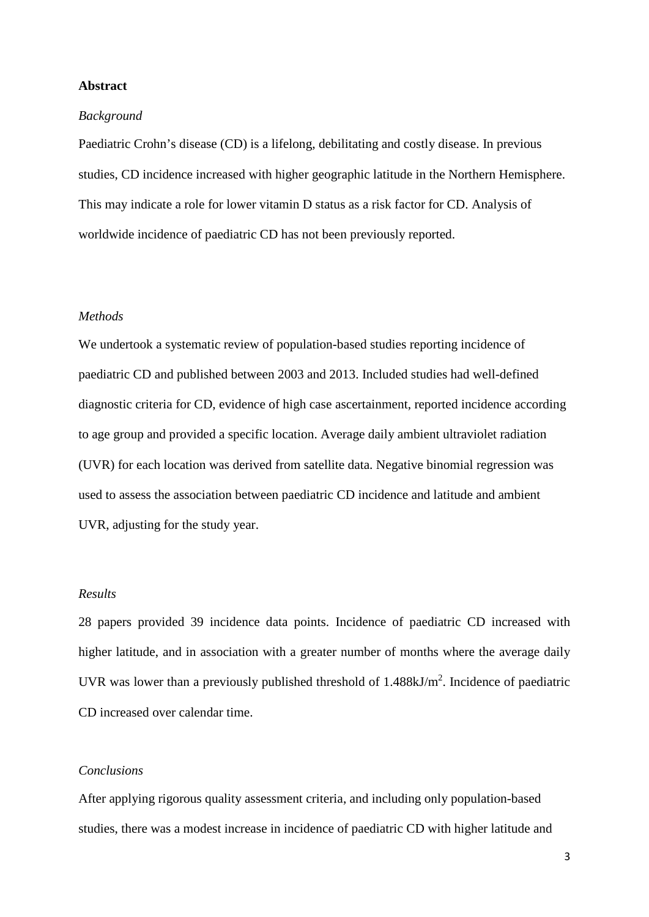## Abstract

*Background*

Paediatric Crohn's disease (CD) is a lifelong, debilitating and costly disease. In previous studies, CD incidence increased with higher geographic latitude in the Northern Hemisphere. This may indicate a role for lower vitamin D status as a risk factor for CD. Analysis of worldwide incidence of paediatric CD has not been previously reported.

*Methods*

We undertook a systematic review of population-based studies reporting incidence of paediatric CD and published between 2003 and 2013. Included studies had well-defined diagnostic criteria for CD, evidence of high case ascertainment, reported incidence according to age group and provided a specific location. Average daily ambient ultraviolet radiation (UVR) for each location was derived from satellite data. Negative binomial regression was used to assess the association between paediatric CD incidence and latitude and ambient UVR, adjusting for the study year.

*Results*

28 papers provided 39 incidence data points. Incidence of paediatric CD increased with higher latitude, and in association with a greater number of months where the average daily UVR was lower than a previously published threshold of 1.488kJ/$m^2$. Incidence of paediatric CD increased over calendar time.

*Conclusions*

After applying rigorous quality assessment criteria, and including only population-based studies, there was a modest increase in incidence of paediatric CD with higher latitude and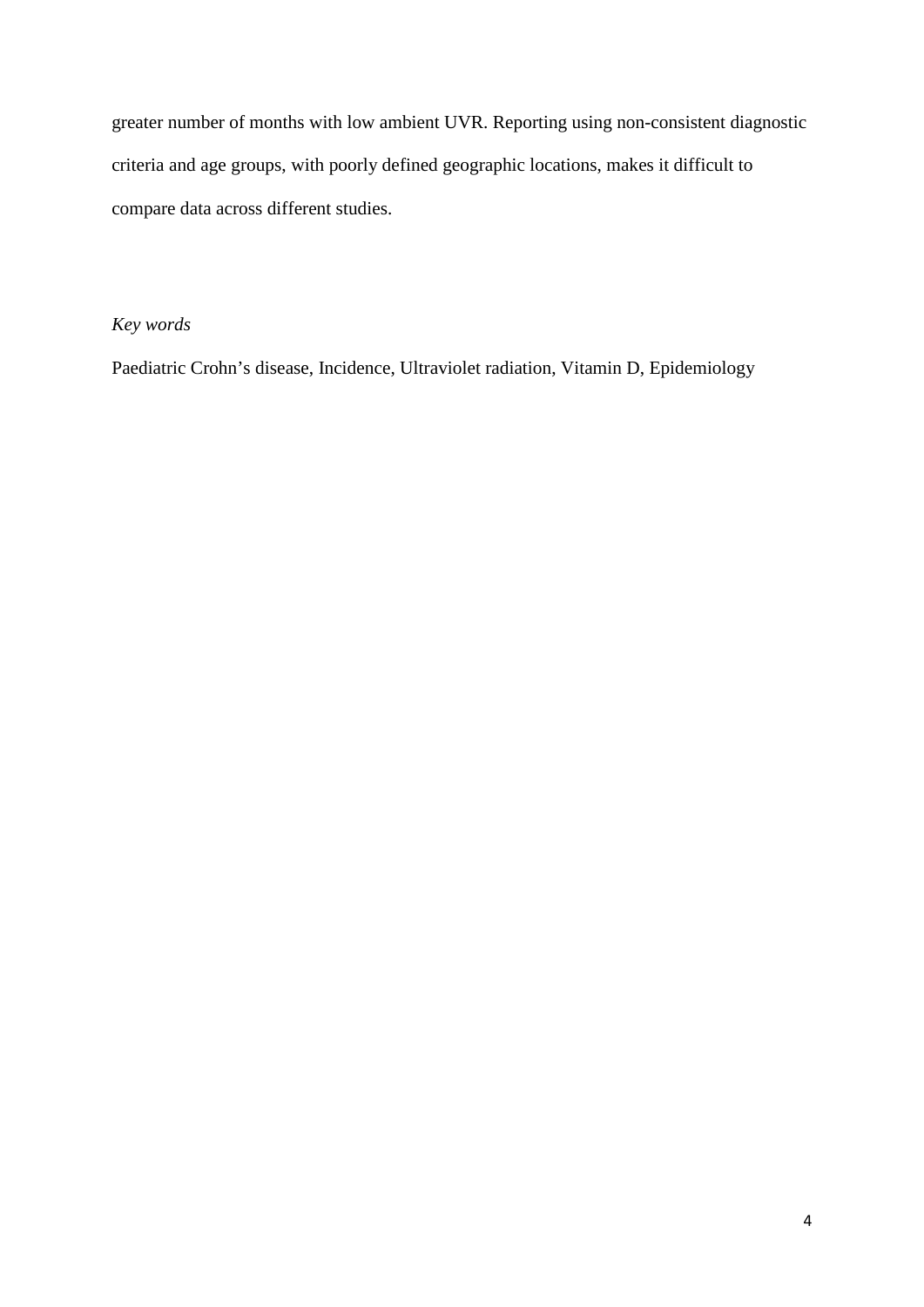greater number of months with low ambient UVR. Reporting using non-consistent diagnostic criteria and age groups, with poorly defined geographic locations, makes it difficult to compare data across different studies.

*Key words*

Paediatric Crohn's disease, Incidence, Ultraviolet radiation, Vitamin D, Epidemiology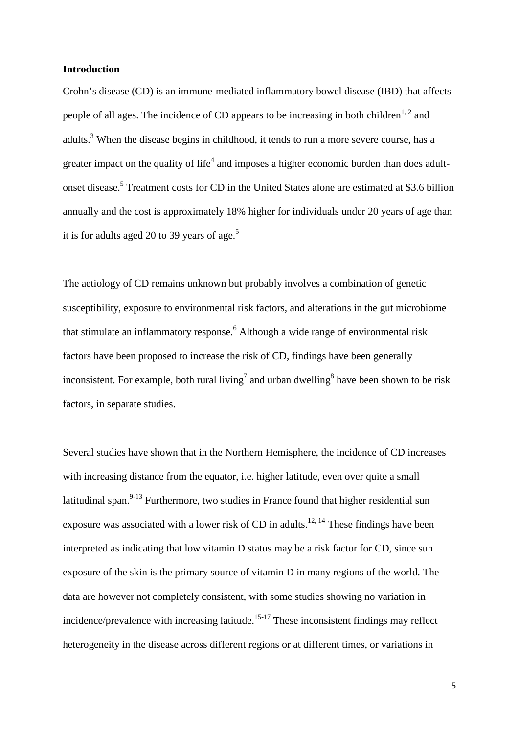## Introduction

Crohn's disease (CD) is an immune-mediated inflammatory bowel disease (IBD) that affects people of all ages. The incidence of CD appears to be increasing in both children[1, 2] and adults.[3] When the disease begins in childhood, it tends to run a more severe course, has a greater impact on the quality of life[4] and imposes a higher economic burden than does adult-onset disease.[5] Treatment costs for CD in the United States alone are estimated at $3.6 billion annually and the cost is approximately 18% higher for individuals under 20 years of age than it is for adults aged 20 to 39 years of age.[5]

The aetiology of CD remains unknown but probably involves a combination of genetic susceptibility, exposure to environmental risk factors, and alterations in the gut microbiome that stimulate an inflammatory response.[6] Although a wide range of environmental risk factors have been proposed to increase the risk of CD, findings have been generally inconsistent. For example, both rural living[7] and urban dwelling[8] have been shown to be risk factors, in separate studies.

Several studies have shown that in the Northern Hemisphere, the incidence of CD increases with increasing distance from the equator, i.e. higher latitude, even over quite a small latitudinal span.[9-13] Furthermore, two studies in France found that higher residential sun exposure was associated with a lower risk of CD in adults.[12, 14] These findings have been interpreted as indicating that low vitamin D status may be a risk factor for CD, since sun exposure of the skin is the primary source of vitamin D in many regions of the world. The data are however not completely consistent, with some studies showing no variation in incidence/prevalence with increasing latitude.[15-17] These inconsistent findings may reflect heterogeneity in the disease across different regions or at different times, or variations in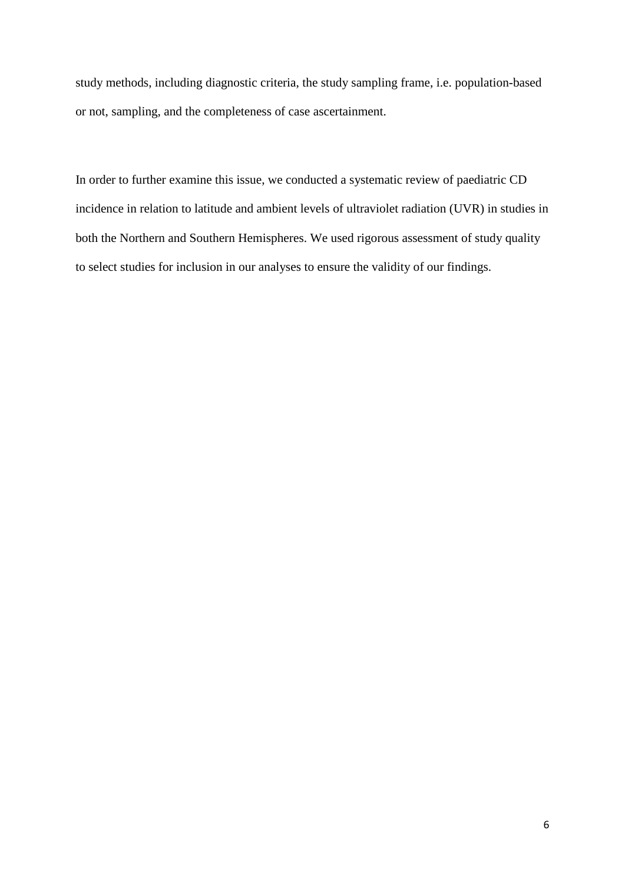study methods, including diagnostic criteria, the study sampling frame, i.e. population-based or not, sampling, and the completeness of case ascertainment.

In order to further examine this issue, we conducted a systematic review of paediatric CD incidence in relation to latitude and ambient levels of ultraviolet radiation (UVR) in studies in both the Northern and Southern Hemispheres. We used rigorous assessment of study quality to select studies for inclusion in our analyses to ensure the validity of our findings.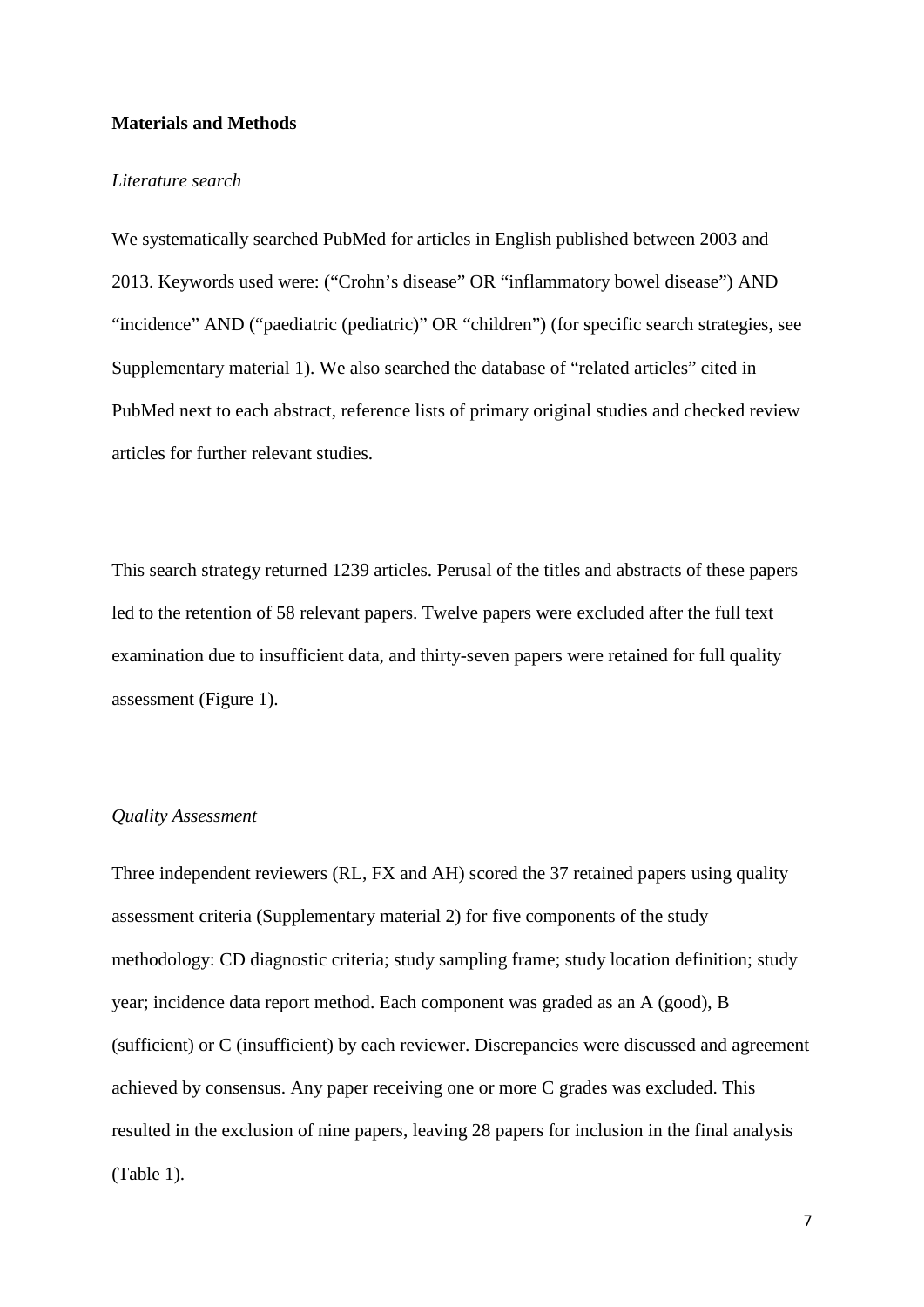## Materials and Methods

*Literature search*

We systematically searched PubMed for articles in English published between 2003 and 2013. Keywords used were: ("Crohn's disease" OR "inflammatory bowel disease") AND "incidence" AND ("paediatric (pediatric)" OR "children") (for specific search strategies, see Supplementary material 1). We also searched the database of "related articles" cited in PubMed next to each abstract, reference lists of primary original studies and checked review articles for further relevant studies.

This search strategy returned 1239 articles. Perusal of the titles and abstracts of these papers led to the retention of 58 relevant papers. Twelve papers were excluded after the full text examination due to insufficient data, and thirty-seven papers were retained for full quality assessment (Figure 1).

*Quality Assessment*

Three independent reviewers (RL, FX and AH) scored the 37 retained papers using quality assessment criteria (Supplementary material 2) for five components of the study methodology: CD diagnostic criteria; study sampling frame; study location definition; study year; incidence data report method. Each component was graded as an A (good), B (sufficient) or C (insufficient) by each reviewer. Discrepancies were discussed and agreement achieved by consensus. Any paper receiving one or more C grades was excluded. This resulted in the exclusion of nine papers, leaving 28 papers for inclusion in the final analysis (Table 1).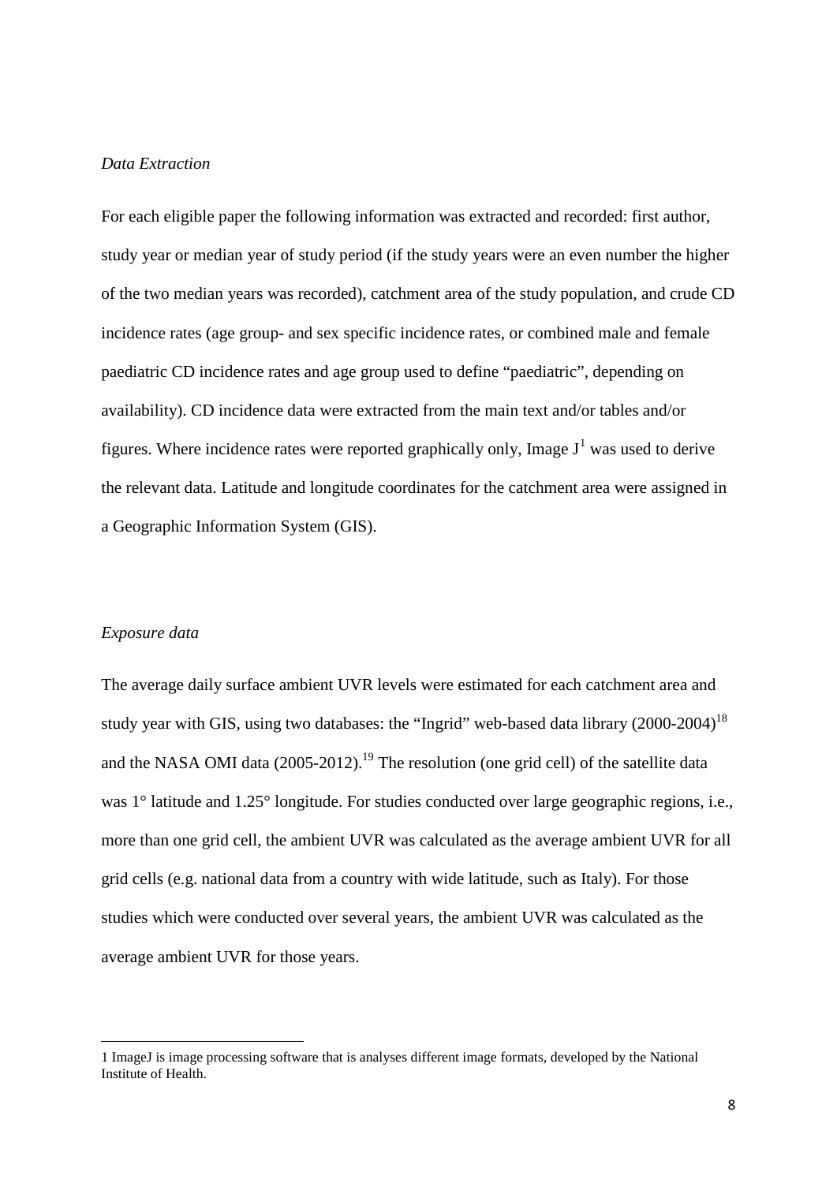*Data Extraction*

For each eligible paper the following information was extracted and recorded: first author, study year or median year of study period (if the study years were an even number the higher of the two median years was recorded), catchment area of the study population, and crude CD incidence rates (age group- and sex specific incidence rates, or combined male and female paediatric CD incidence rates and age group used to define "paediatric", depending on availability). CD incidence data were extracted from the main text and/or tables and/or figures. Where incidence rates were reported graphically only, Image J[1] was used to derive the relevant data. Latitude and longitude coordinates for the catchment area were assigned in a Geographic Information System (GIS).

*Exposure data*

The average daily surface ambient UVR levels were estimated for each catchment area and study year with GIS, using two databases: the "Ingrid" web-based data library (2000-2004)[18] and the NASA OMI data (2005-2012).[19] The resolution (one grid cell) of the satellite data was 1° latitude and 1.25° longitude. For studies conducted over large geographic regions, i.e., more than one grid cell, the ambient UVR was calculated as the average ambient UVR for all grid cells (e.g. national data from a country with wide latitude, such as Italy). For those studies which were conducted over several years, the ambient UVR was calculated as the average ambient UVR for those years.

---

1 ImageJ is image processing software that is analyses different image formats, developed by the National Institute of Health.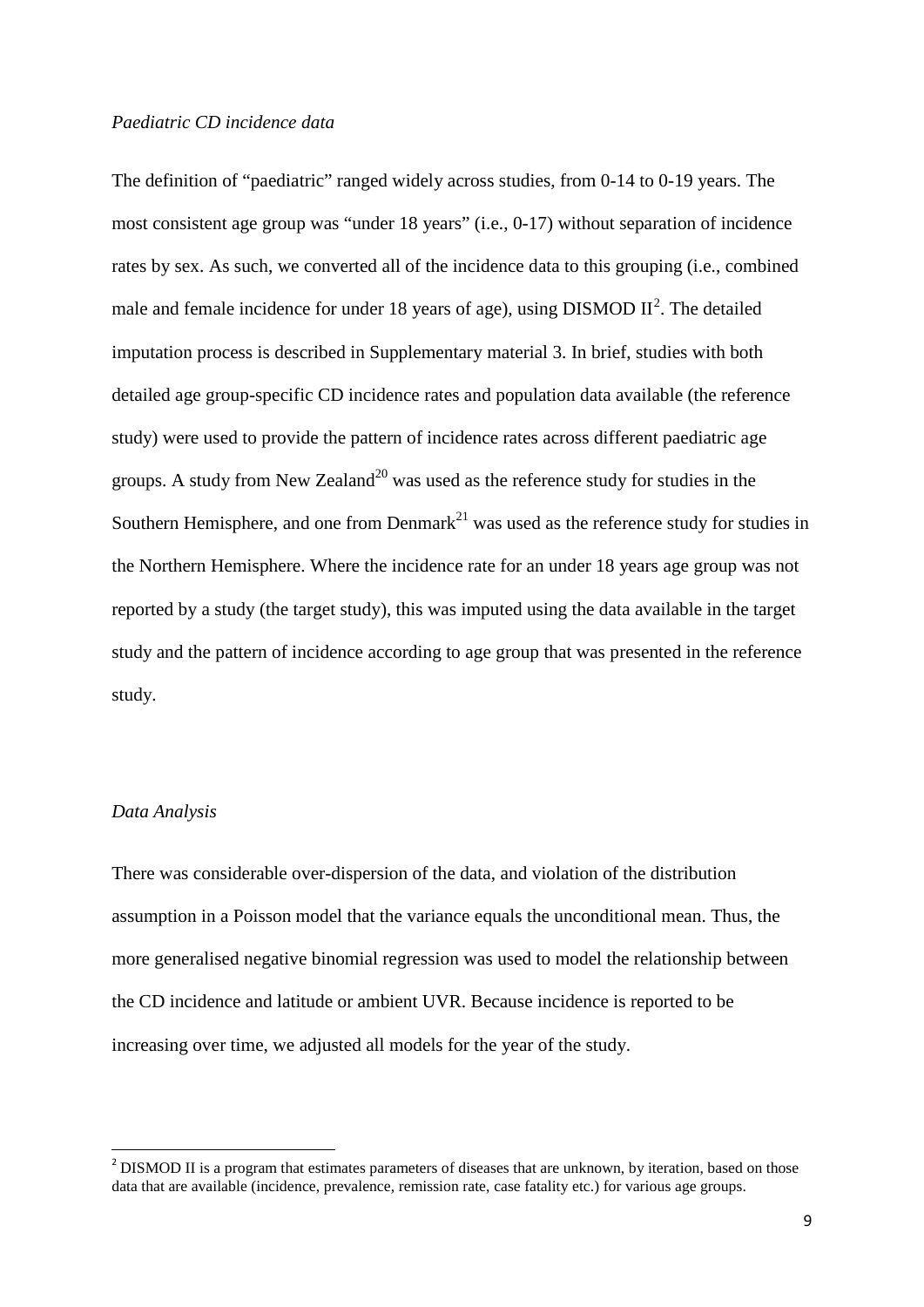*Paediatric CD incidence data*

The definition of "paediatric" ranged widely across studies, from 0-14 to 0-19 years. The most consistent age group was "under 18 years" (i.e., 0-17) without separation of incidence rates by sex. As such, we converted all of the incidence data to this grouping (i.e., combined male and female incidence for under 18 years of age), using DISMOD II[2]. The detailed imputation process is described in Supplementary material 3. In brief, studies with both detailed age group-specific CD incidence rates and population data available (the reference study) were used to provide the pattern of incidence rates across different paediatric age groups. A study from New Zealand[20] was used as the reference study for studies in the Southern Hemisphere, and one from Denmark[21] was used as the reference study for studies in the Northern Hemisphere. Where the incidence rate for an under 18 years age group was not reported by a study (the target study), this was imputed using the data available in the target study and the pattern of incidence according to age group that was presented in the reference study.

*Data Analysis*

There was considerable over-dispersion of the data, and violation of the distribution assumption in a Poisson model that the variance equals the unconditional mean. Thus, the more generalised negative binomial regression was used to model the relationship between the CD incidence and latitude or ambient UVR. Because incidence is reported to be increasing over time, we adjusted all models for the year of the study.

[2] DISMOD II is a program that estimates parameters of diseases that are unknown, by iteration, based on those data that are available (incidence, prevalence, remission rate, case fatality etc.) for various age groups.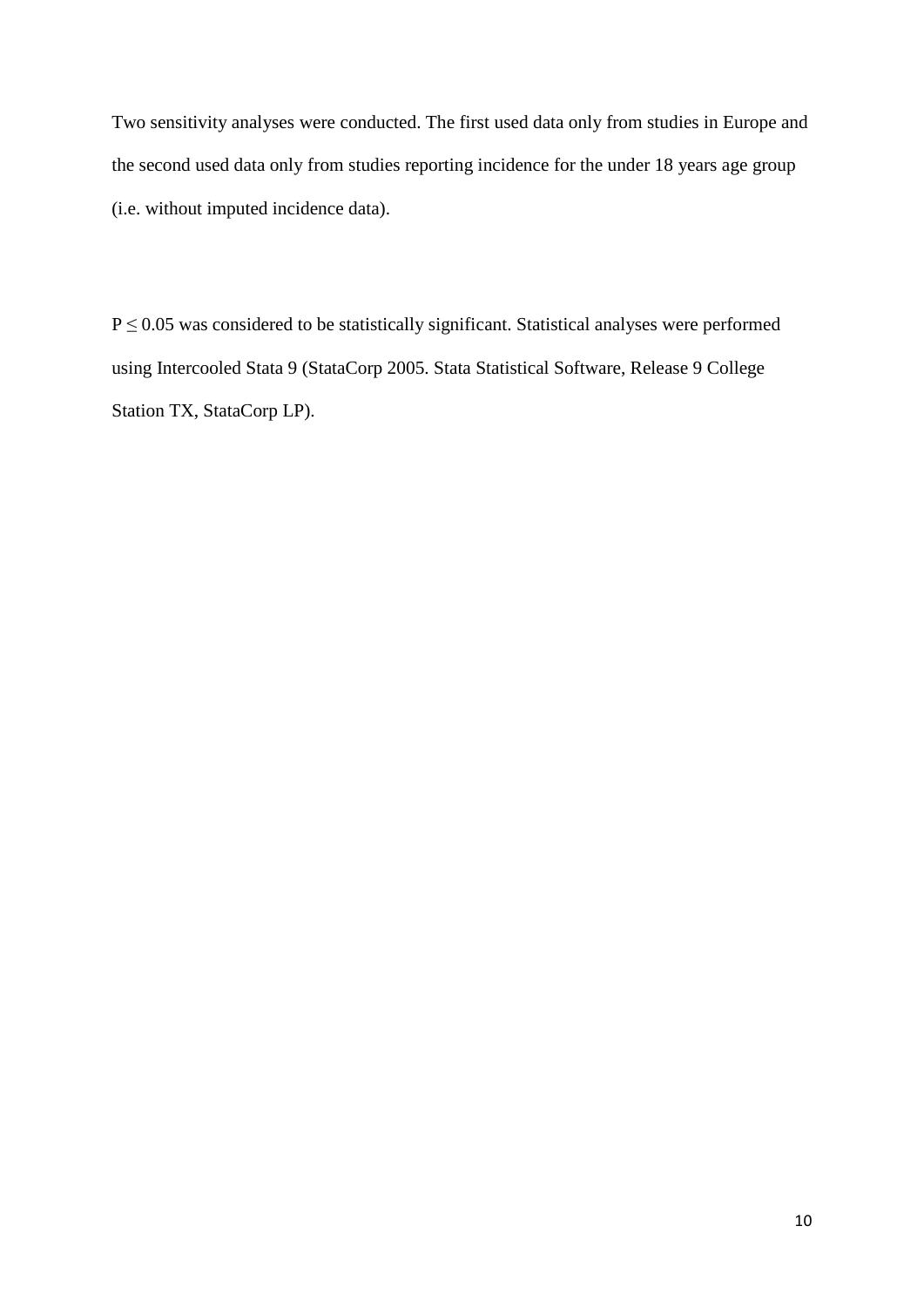Two sensitivity analyses were conducted. The first used data only from studies in Europe and the second used data only from studies reporting incidence for the under 18 years age group (i.e. without imputed incidence data).

$P \leq 0.05$ was considered to be statistically significant. Statistical analyses were performed using Intercooled Stata 9 (StataCorp 2005. Stata Statistical Software, Release 9 College Station TX, StataCorp LP).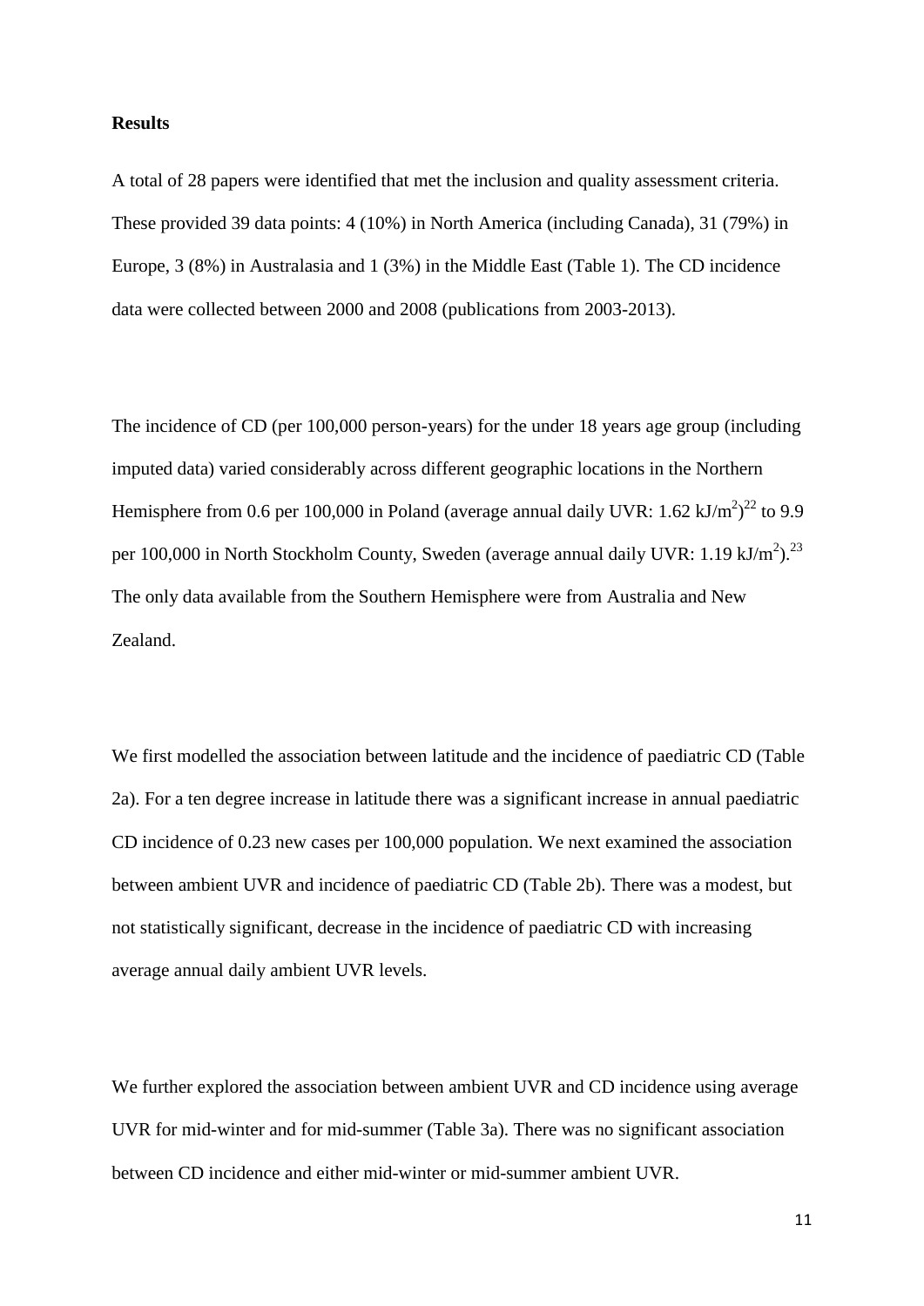**Results**

A total of 28 papers were identified that met the inclusion and quality assessment criteria. These provided 39 data points: 4 (10%) in North America (including Canada), 31 (79%) in Europe, 3 (8%) in Australasia and 1 (3%) in the Middle East (Table 1). The CD incidence data were collected between 2000 and 2008 (publications from 2003-2013).

The incidence of CD (per 100,000 person-years) for the under 18 years age group (including imputed data) varied considerably across different geographic locations in the Northern Hemisphere from 0.6 per 100,000 in Poland (average annual daily UVR: 1.62 kJ/$m^2$)[22] to 9.9 per 100,000 in North Stockholm County, Sweden (average annual daily UVR: 1.19 kJ/$m^2$).[23] The only data available from the Southern Hemisphere were from Australia and New Zealand.

We first modelled the association between latitude and the incidence of paediatric CD (Table 2a). For a ten degree increase in latitude there was a significant increase in annual paediatric CD incidence of 0.23 new cases per 100,000 population. We next examined the association between ambient UVR and incidence of paediatric CD (Table 2b). There was a modest, but not statistically significant, decrease in the incidence of paediatric CD with increasing average annual daily ambient UVR levels.

We further explored the association between ambient UVR and CD incidence using average UVR for mid-winter and for mid-summer (Table 3a). There was no significant association between CD incidence and either mid-winter or mid-summer ambient UVR.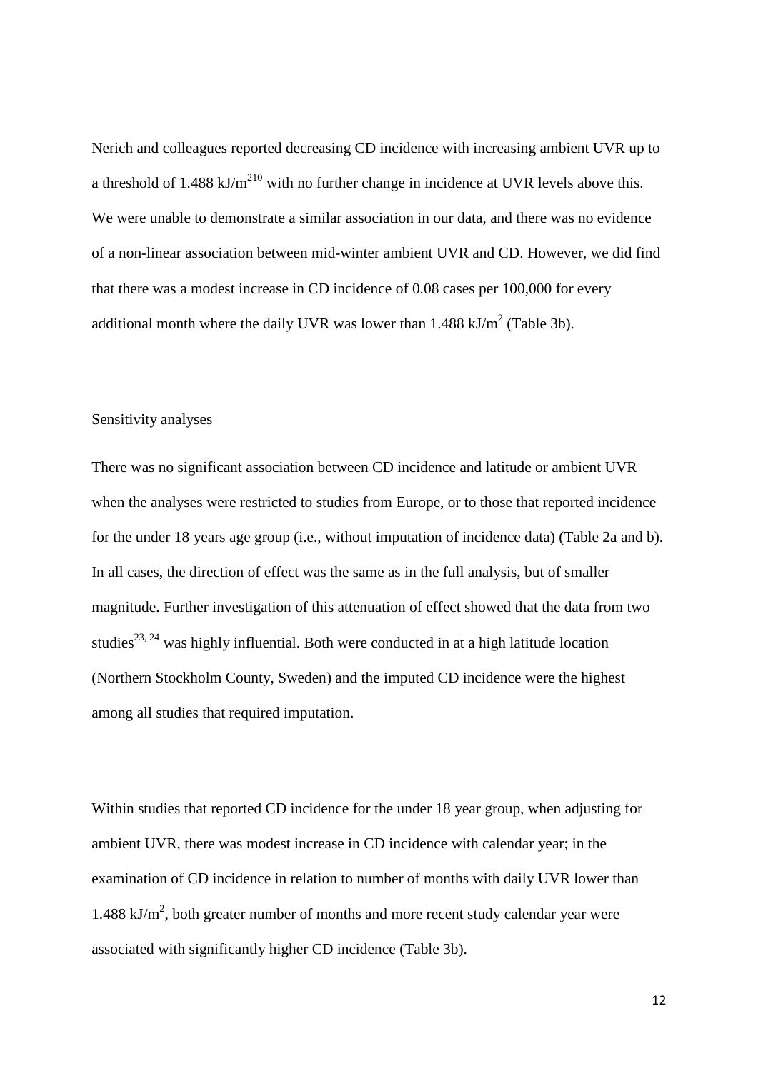Nerich and colleagues reported decreasing CD incidence with increasing ambient UVR up to a threshold of 1.488 $kJ/m^2$[10] with no further change in incidence at UVR levels above this. We were unable to demonstrate a similar association in our data, and there was no evidence of a non-linear association between mid-winter ambient UVR and CD. However, we did find that there was a modest increase in CD incidence of 0.08 cases per 100,000 for every additional month where the daily UVR was lower than 1.488 $kJ/m^2$ (Table 3b).

Sensitivity analyses

There was no significant association between CD incidence and latitude or ambient UVR when the analyses were restricted to studies from Europe, or to those that reported incidence for the under 18 years age group (i.e., without imputation of incidence data) (Table 2a and b). In all cases, the direction of effect was the same as in the full analysis, but of smaller magnitude. Further investigation of this attenuation of effect showed that the data from two studies[23, 24] was highly influential. Both were conducted in at a high latitude location (Northern Stockholm County, Sweden) and the imputed CD incidence were the highest among all studies that required imputation.

Within studies that reported CD incidence for the under 18 year group, when adjusting for ambient UVR, there was modest increase in CD incidence with calendar year; in the examination of CD incidence in relation to number of months with daily UVR lower than 1.488 $kJ/m^2$, both greater number of months and more recent study calendar year were associated with significantly higher CD incidence (Table 3b).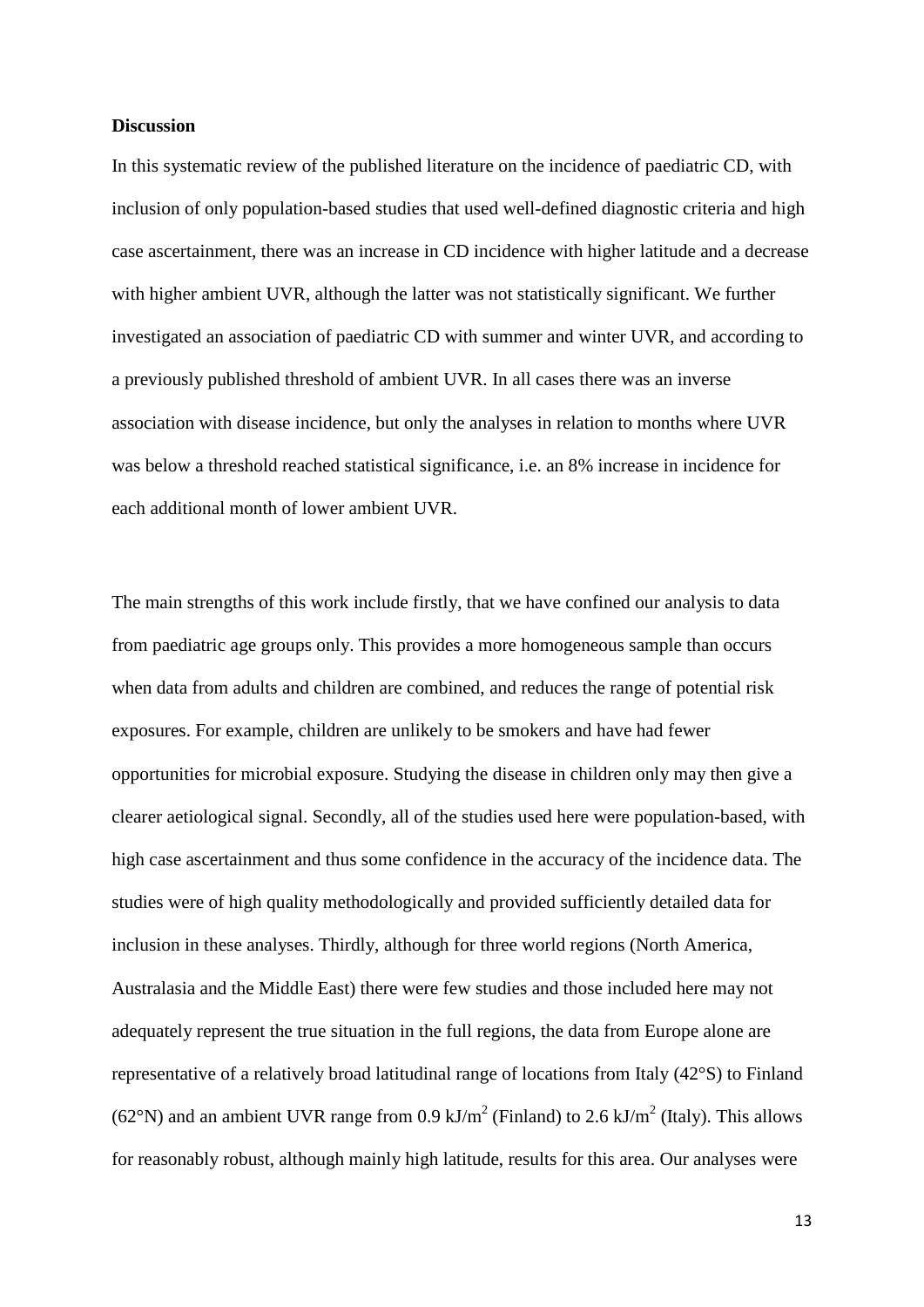## Discussion

In this systematic review of the published literature on the incidence of paediatric CD, with inclusion of only population-based studies that used well-defined diagnostic criteria and high case ascertainment, there was an increase in CD incidence with higher latitude and a decrease with higher ambient UVR, although the latter was not statistically significant. We further investigated an association of paediatric CD with summer and winter UVR, and according to a previously published threshold of ambient UVR. In all cases there was an inverse association with disease incidence, but only the analyses in relation to months where UVR was below a threshold reached statistical significance, i.e. an 8% increase in incidence for each additional month of lower ambient UVR.

The main strengths of this work include firstly, that we have confined our analysis to data from paediatric age groups only. This provides a more homogeneous sample than occurs when data from adults and children are combined, and reduces the range of potential risk exposures. For example, children are unlikely to be smokers and have had fewer opportunities for microbial exposure. Studying the disease in children only may then give a clearer aetiological signal. Secondly, all of the studies used here were population-based, with high case ascertainment and thus some confidence in the accuracy of the incidence data. The studies were of high quality methodologically and provided sufficiently detailed data for inclusion in these analyses. Thirdly, although for three world regions (North America, Australasia and the Middle East) there were few studies and those included here may not adequately represent the true situation in the full regions, the data from Europe alone are representative of a relatively broad latitudinal range of locations from Italy (42°S) to Finland (62°N) and an ambient UVR range from 0.9 kJ/$m^2$ (Finland) to 2.6 kJ/$m^2$ (Italy). This allows for reasonably robust, although mainly high latitude, results for this area. Our analyses were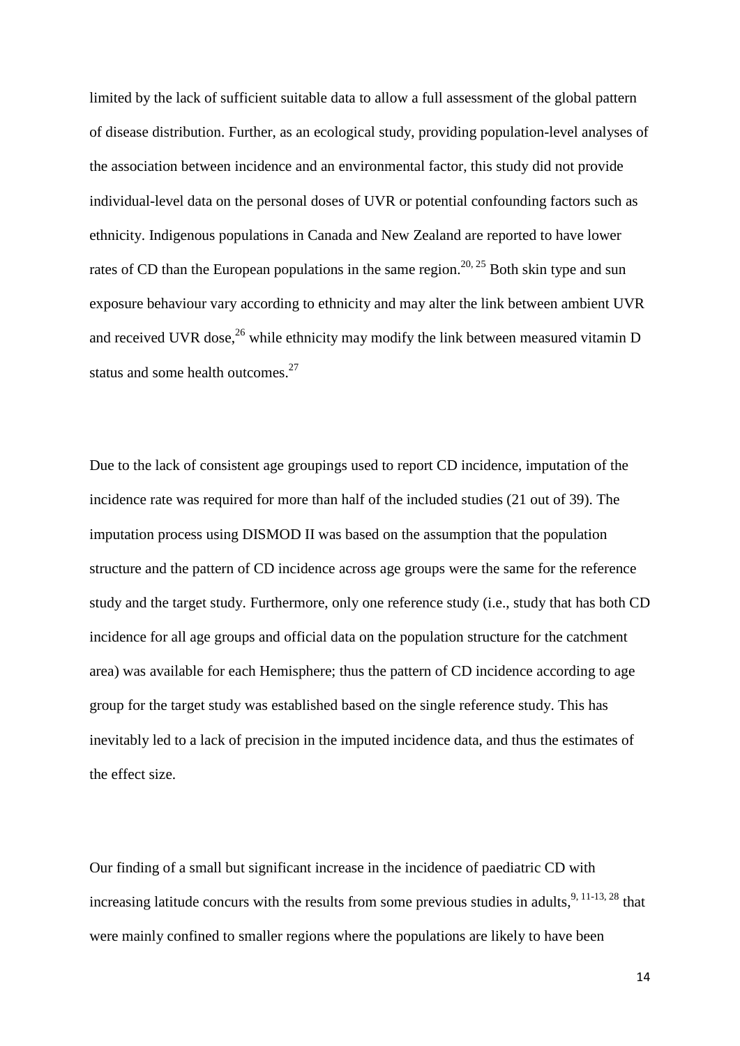limited by the lack of sufficient suitable data to allow a full assessment of the global pattern of disease distribution. Further, as an ecological study, providing population-level analyses of the association between incidence and an environmental factor, this study did not provide individual-level data on the personal doses of UVR or potential confounding factors such as ethnicity. Indigenous populations in Canada and New Zealand are reported to have lower rates of CD than the European populations in the same region.[20, 25] Both skin type and sun exposure behaviour vary according to ethnicity and may alter the link between ambient UVR and received UVR dose,[26] while ethnicity may modify the link between measured vitamin D status and some health outcomes.[27]

Due to the lack of consistent age groupings used to report CD incidence, imputation of the incidence rate was required for more than half of the included studies (21 out of 39). The imputation process using DISMOD II was based on the assumption that the population structure and the pattern of CD incidence across age groups were the same for the reference study and the target study. Furthermore, only one reference study (i.e., study that has both CD incidence for all age groups and official data on the population structure for the catchment area) was available for each Hemisphere; thus the pattern of CD incidence according to age group for the target study was established based on the single reference study. This has inevitably led to a lack of precision in the imputed incidence data, and thus the estimates of the effect size.

Our finding of a small but significant increase in the incidence of paediatric CD with increasing latitude concurs with the results from some previous studies in adults,[9, 11-13, 28] that were mainly confined to smaller regions where the populations are likely to have been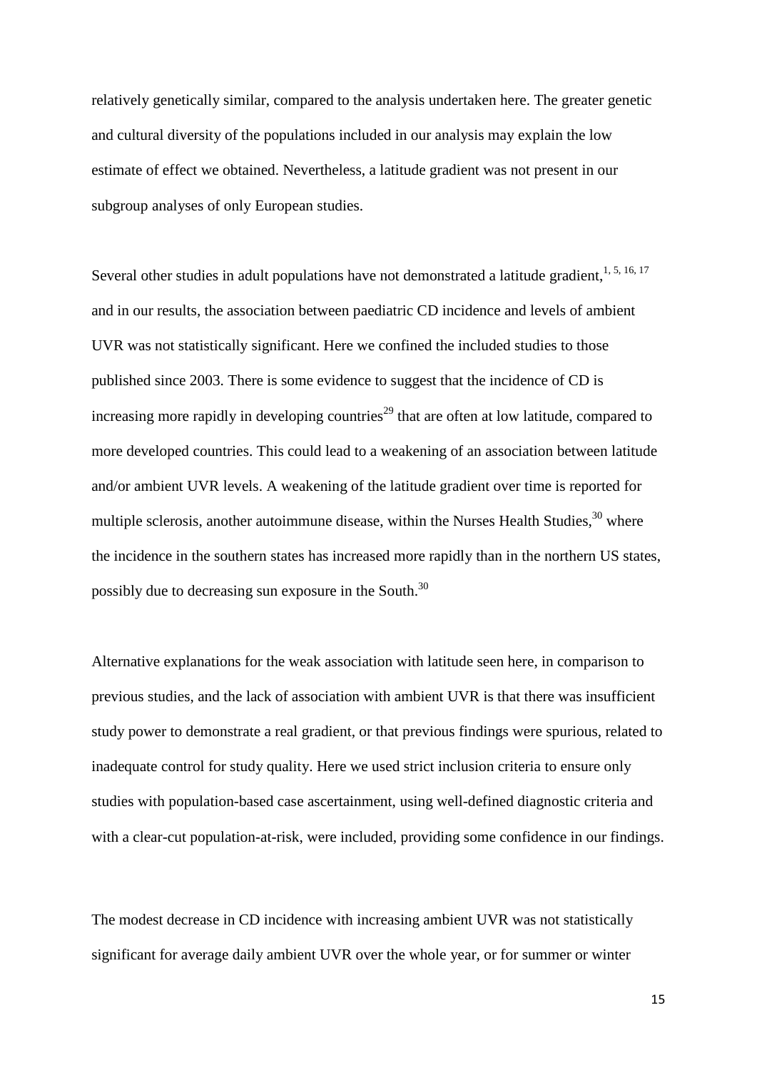relatively genetically similar, compared to the analysis undertaken here. The greater genetic and cultural diversity of the populations included in our analysis may explain the low estimate of effect we obtained. Nevertheless, a latitude gradient was not present in our subgroup analyses of only European studies.

Several other studies in adult populations have not demonstrated a latitude gradient,[1, 5, 16, 17] and in our results, the association between paediatric CD incidence and levels of ambient UVR was not statistically significant. Here we confined the included studies to those published since 2003. There is some evidence to suggest that the incidence of CD is increasing more rapidly in developing countries[29] that are often at low latitude, compared to more developed countries. This could lead to a weakening of an association between latitude and/or ambient UVR levels. A weakening of the latitude gradient over time is reported for multiple sclerosis, another autoimmune disease, within the Nurses Health Studies,[30] where the incidence in the southern states has increased more rapidly than in the northern US states, possibly due to decreasing sun exposure in the South.[30]

Alternative explanations for the weak association with latitude seen here, in comparison to previous studies, and the lack of association with ambient UVR is that there was insufficient study power to demonstrate a real gradient, or that previous findings were spurious, related to inadequate control for study quality. Here we used strict inclusion criteria to ensure only studies with population-based case ascertainment, using well-defined diagnostic criteria and with a clear-cut population-at-risk, were included, providing some confidence in our findings.

The modest decrease in CD incidence with increasing ambient UVR was not statistically significant for average daily ambient UVR over the whole year, or for summer or winter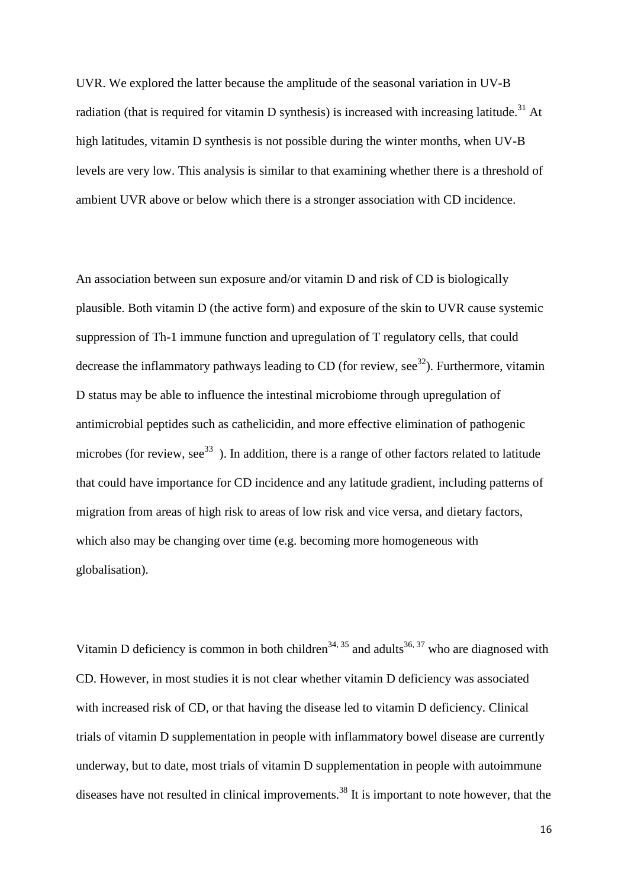UVR. We explored the latter because the amplitude of the seasonal variation in UV-B radiation (that is required for vitamin D synthesis) is increased with increasing latitude.[31] At high latitudes, vitamin D synthesis is not possible during the winter months, when UV-B levels are very low. This analysis is similar to that examining whether there is a threshold of ambient UVR above or below which there is a stronger association with CD incidence.

An association between sun exposure and/or vitamin D and risk of CD is biologically plausible. Both vitamin D (the active form) and exposure of the skin to UVR cause systemic suppression of Th-1 immune function and upregulation of T regulatory cells, that could decrease the inflammatory pathways leading to CD (for review, see[32]). Furthermore, vitamin D status may be able to influence the intestinal microbiome through upregulation of antimicrobial peptides such as cathelicidin, and more effective elimination of pathogenic microbes (for review, see[33] ). In addition, there is a range of other factors related to latitude that could have importance for CD incidence and any latitude gradient, including patterns of migration from areas of high risk to areas of low risk and vice versa, and dietary factors, which also may be changing over time (e.g. becoming more homogeneous with globalisation).

Vitamin D deficiency is common in both children[34, 35] and adults[36, 37] who are diagnosed with CD. However, in most studies it is not clear whether vitamin D deficiency was associated with increased risk of CD, or that having the disease led to vitamin D deficiency. Clinical trials of vitamin D supplementation in people with inflammatory bowel disease are currently underway, but to date, most trials of vitamin D supplementation in people with autoimmune diseases have not resulted in clinical improvements.[38] It is important to note however, that the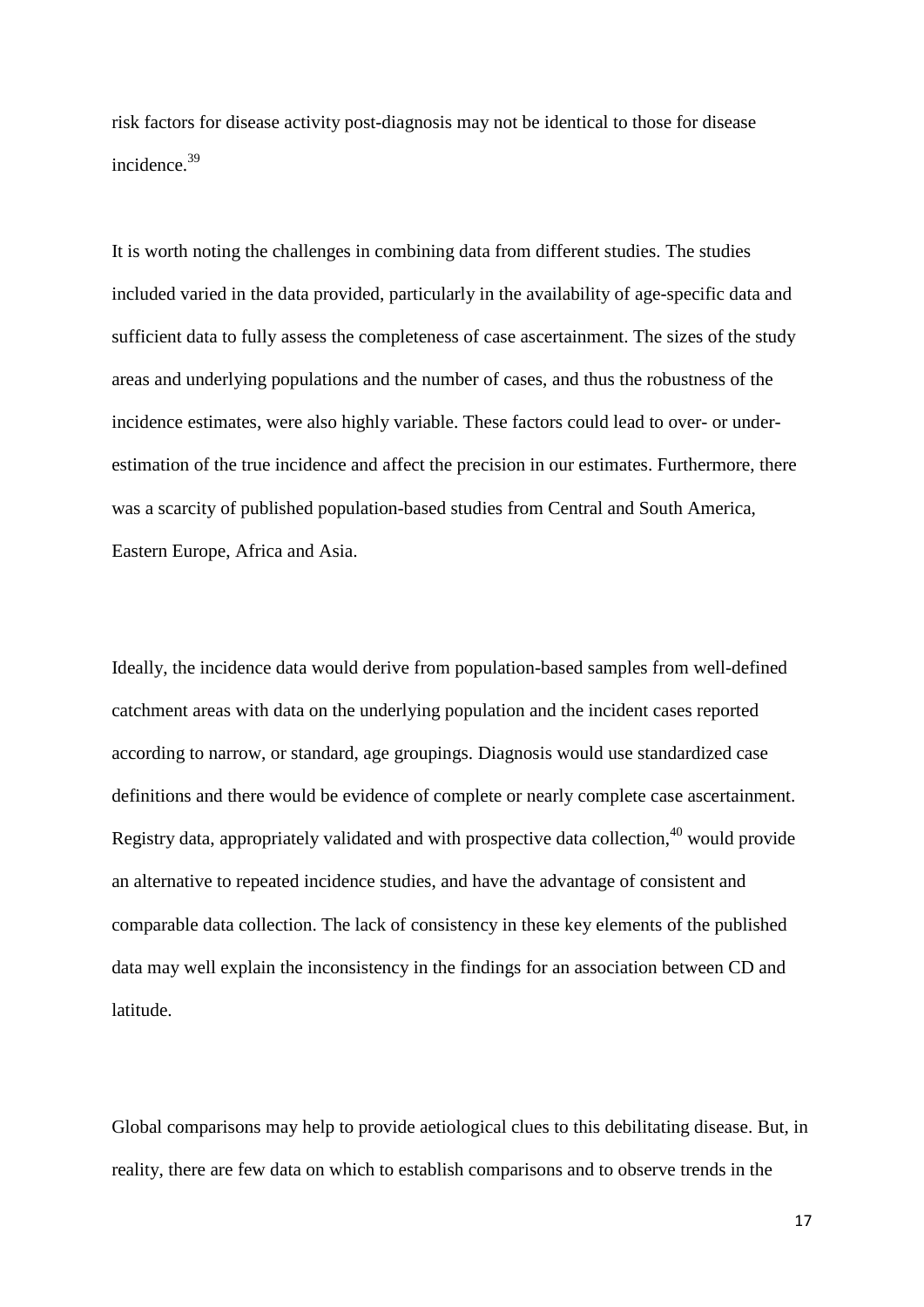risk factors for disease activity post-diagnosis may not be identical to those for disease incidence.[39]

It is worth noting the challenges in combining data from different studies. The studies included varied in the data provided, particularly in the availability of age-specific data and sufficient data to fully assess the completeness of case ascertainment. The sizes of the study areas and underlying populations and the number of cases, and thus the robustness of the incidence estimates, were also highly variable. These factors could lead to over- or under-estimation of the true incidence and affect the precision in our estimates. Furthermore, there was a scarcity of published population-based studies from Central and South America, Eastern Europe, Africa and Asia.

Ideally, the incidence data would derive from population-based samples from well-defined catchment areas with data on the underlying population and the incident cases reported according to narrow, or standard, age groupings. Diagnosis would use standardized case definitions and there would be evidence of complete or nearly complete case ascertainment. Registry data, appropriately validated and with prospective data collection,[40] would provide an alternative to repeated incidence studies, and have the advantage of consistent and comparable data collection. The lack of consistency in these key elements of the published data may well explain the inconsistency in the findings for an association between CD and latitude.

Global comparisons may help to provide aetiological clues to this debilitating disease. But, in reality, there are few data on which to establish comparisons and to observe trends in the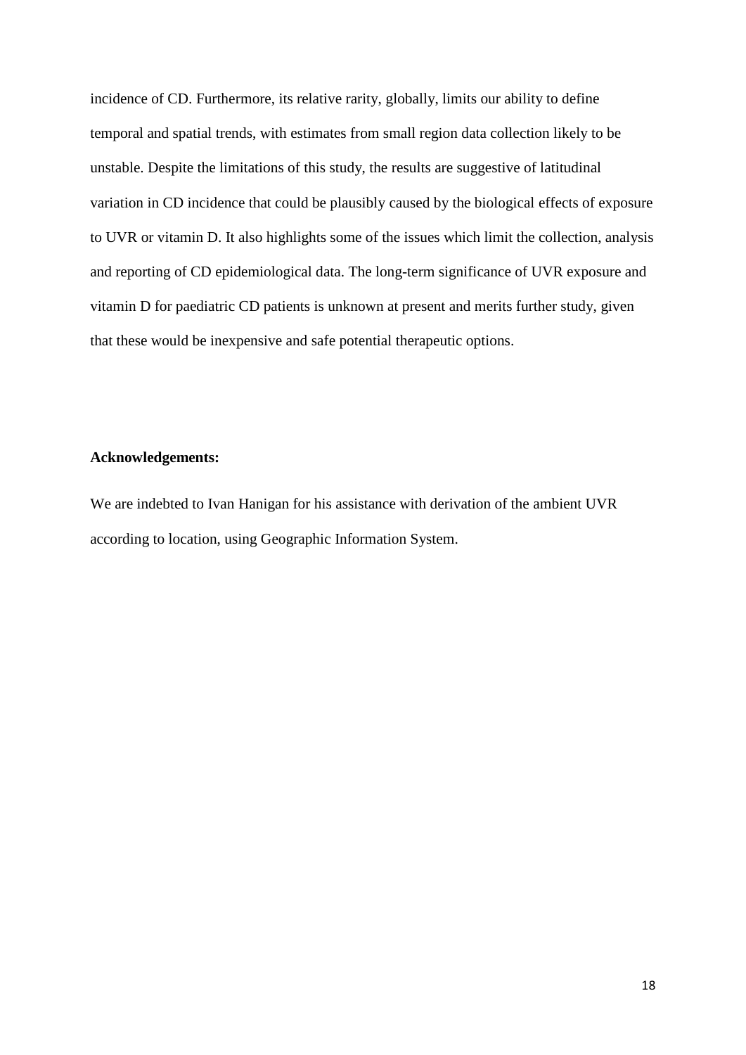incidence of CD. Furthermore, its relative rarity, globally, limits our ability to define temporal and spatial trends, with estimates from small region data collection likely to be unstable. Despite the limitations of this study, the results are suggestive of latitudinal variation in CD incidence that could be plausibly caused by the biological effects of exposure to UVR or vitamin D. It also highlights some of the issues which limit the collection, analysis and reporting of CD epidemiological data. The long-term significance of UVR exposure and vitamin D for paediatric CD patients is unknown at present and merits further study, given that these would be inexpensive and safe potential therapeutic options.

**Acknowledgements:**

We are indebted to Ivan Hanigan for his assistance with derivation of the ambient UVR according to location, using Geographic Information System.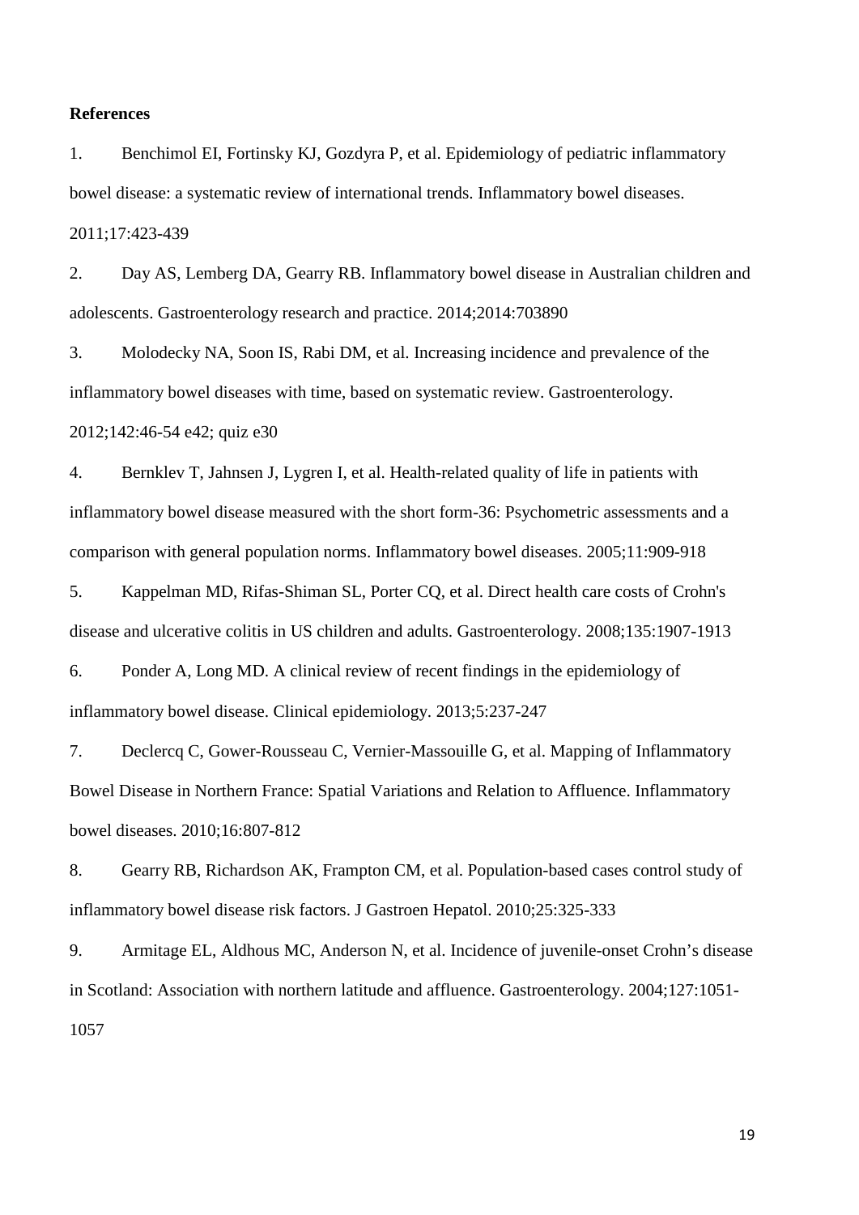**References**

1. Benchimol EI, Fortinsky KJ, Gozdyra P, et al. Epidemiology of pediatric inflammatory bowel disease: a systematic review of international trends. Inflammatory bowel diseases. 2011;17:423-439

2. Day AS, Lemberg DA, Gearry RB. Inflammatory bowel disease in Australian children and adolescents. Gastroenterology research and practice. 2014;2014:703890

3. Molodecky NA, Soon IS, Rabi DM, et al. Increasing incidence and prevalence of the inflammatory bowel diseases with time, based on systematic review. Gastroenterology. 2012;142:46-54 e42; quiz e30

4. Bernklev T, Jahnsen J, Lygren I, et al. Health-related quality of life in patients with inflammatory bowel disease measured with the short form-36: Psychometric assessments and a comparison with general population norms. Inflammatory bowel diseases. 2005;11:909-918

5. Kappelman MD, Rifas-Shiman SL, Porter CQ, et al. Direct health care costs of Crohn's disease and ulcerative colitis in US children and adults. Gastroenterology. 2008;135:1907-1913

6. Ponder A, Long MD. A clinical review of recent findings in the epidemiology of inflammatory bowel disease. Clinical epidemiology. 2013;5:237-247

7. Declercq C, Gower-Rousseau C, Vernier-Massouille G, et al. Mapping of Inflammatory Bowel Disease in Northern France: Spatial Variations and Relation to Affluence. Inflammatory bowel diseases. 2010;16:807-812

8. Gearry RB, Richardson AK, Frampton CM, et al. Population-based cases control study of inflammatory bowel disease risk factors. J Gastroen Hepatol. 2010;25:325-333

9. Armitage EL, Aldhous MC, Anderson N, et al. Incidence of juvenile-onset Crohn's disease in Scotland: Association with northern latitude and affluence. Gastroenterology. 2004;127:1051-1057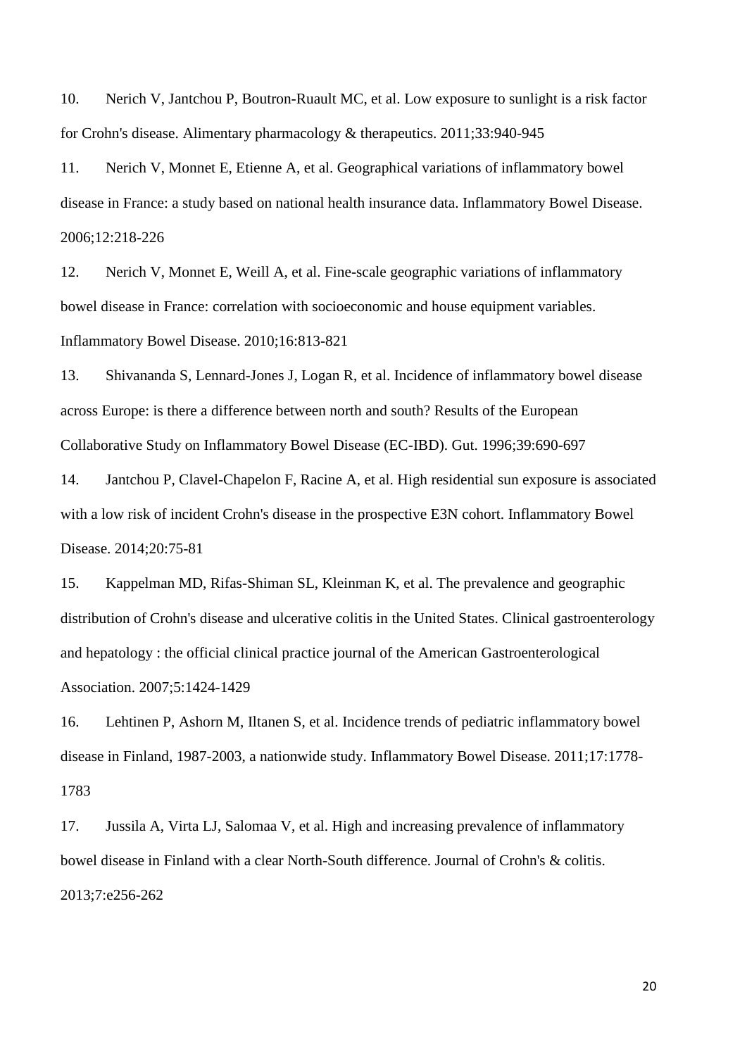10. Nerich V, Jantchou P, Boutron-Ruault MC, et al. Low exposure to sunlight is a risk factor for Crohn's disease. Alimentary pharmacology & therapeutics. 2011;33:940-945

11. Nerich V, Monnet E, Etienne A, et al. Geographical variations of inflammatory bowel disease in France: a study based on national health insurance data. Inflammatory Bowel Disease. 2006;12:218-226

12. Nerich V, Monnet E, Weill A, et al. Fine-scale geographic variations of inflammatory bowel disease in France: correlation with socioeconomic and house equipment variables. Inflammatory Bowel Disease. 2010;16:813-821

13. Shivananda S, Lennard-Jones J, Logan R, et al. Incidence of inflammatory bowel disease across Europe: is there a difference between north and south? Results of the European Collaborative Study on Inflammatory Bowel Disease (EC-IBD). Gut. 1996;39:690-697

14. Jantchou P, Clavel-Chapelon F, Racine A, et al. High residential sun exposure is associated with a low risk of incident Crohn's disease in the prospective E3N cohort. Inflammatory Bowel Disease. 2014;20:75-81

15. Kappelman MD, Rifas-Shiman SL, Kleinman K, et al. The prevalence and geographic distribution of Crohn's disease and ulcerative colitis in the United States. Clinical gastroenterology and hepatology : the official clinical practice journal of the American Gastroenterological Association. 2007;5:1424-1429

16. Lehtinen P, Ashorn M, Iltanen S, et al. Incidence trends of pediatric inflammatory bowel disease in Finland, 1987-2003, a nationwide study. Inflammatory Bowel Disease. 2011;17:1778-1783

17. Jussila A, Virta LJ, Salomaa V, et al. High and increasing prevalence of inflammatory bowel disease in Finland with a clear North-South difference. Journal of Crohn's & colitis. 2013;7:e256-262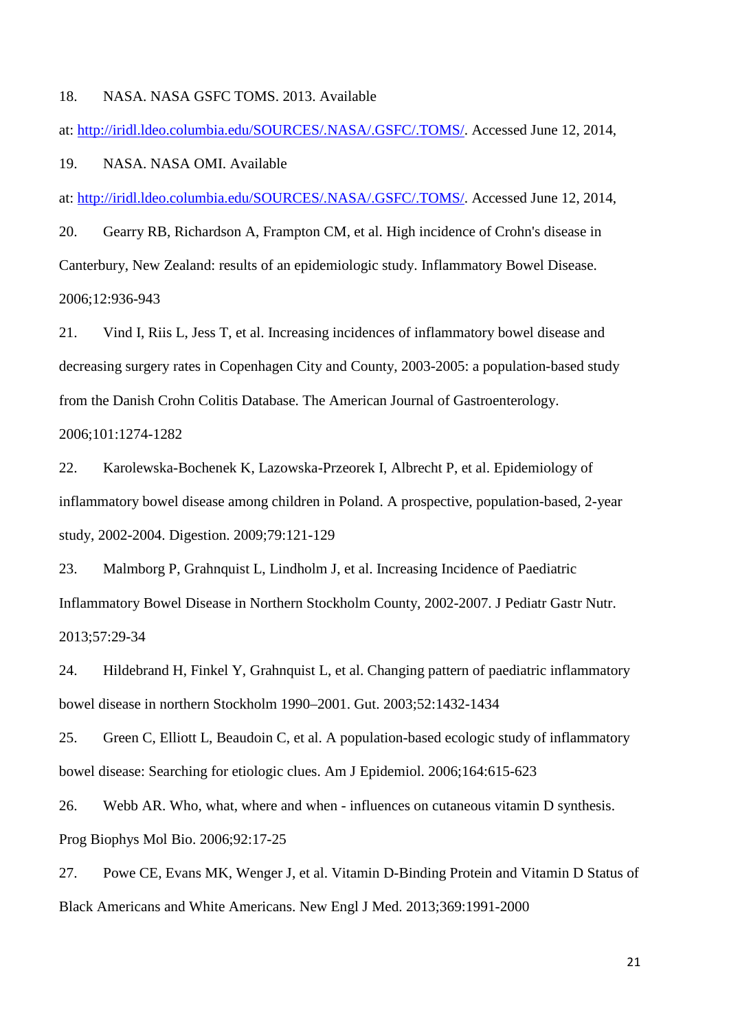18. NASA. NASA GSFC TOMS. 2013. Available at: http://iridl.ldeo.columbia.edu/SOURCES/.NASA/.GSFC/.TOMS/. Accessed June 12, 2014,

19. NASA. NASA OMI. Available at: http://iridl.ldeo.columbia.edu/SOURCES/.NASA/.GSFC/.TOMS/. Accessed June 12, 2014,

20. Gearry RB, Richardson A, Frampton CM, et al. High incidence of Crohn's disease in Canterbury, New Zealand: results of an epidemiologic study. Inflammatory Bowel Disease. 2006;12:936-943

21. Vind I, Riis L, Jess T, et al. Increasing incidences of inflammatory bowel disease and decreasing surgery rates in Copenhagen City and County, 2003-2005: a population-based study from the Danish Crohn Colitis Database. The American Journal of Gastroenterology. 2006;101:1274-1282

22. Karolewska-Bochenek K, Lazowska-Przeorek I, Albrecht P, et al. Epidemiology of inflammatory bowel disease among children in Poland. A prospective, population-based, 2-year study, 2002-2004. Digestion. 2009;79:121-129

23. Malmborg P, Grahnquist L, Lindholm J, et al. Increasing Incidence of Paediatric Inflammatory Bowel Disease in Northern Stockholm County, 2002-2007. J Pediatr Gastr Nutr. 2013;57:29-34

24. Hildebrand H, Finkel Y, Grahnquist L, et al. Changing pattern of paediatric inflammatory bowel disease in northern Stockholm 1990–2001. Gut. 2003;52:1432-1434

25. Green C, Elliott L, Beaudoin C, et al. A population-based ecologic study of inflammatory bowel disease: Searching for etiologic clues. Am J Epidemiol. 2006;164:615-623

26. Webb AR. Who, what, where and when - influences on cutaneous vitamin D synthesis. Prog Biophys Mol Bio. 2006;92:17-25

27. Powe CE, Evans MK, Wenger J, et al. Vitamin D-Binding Protein and Vitamin D Status of Black Americans and White Americans. New Engl J Med. 2013;369:1991-2000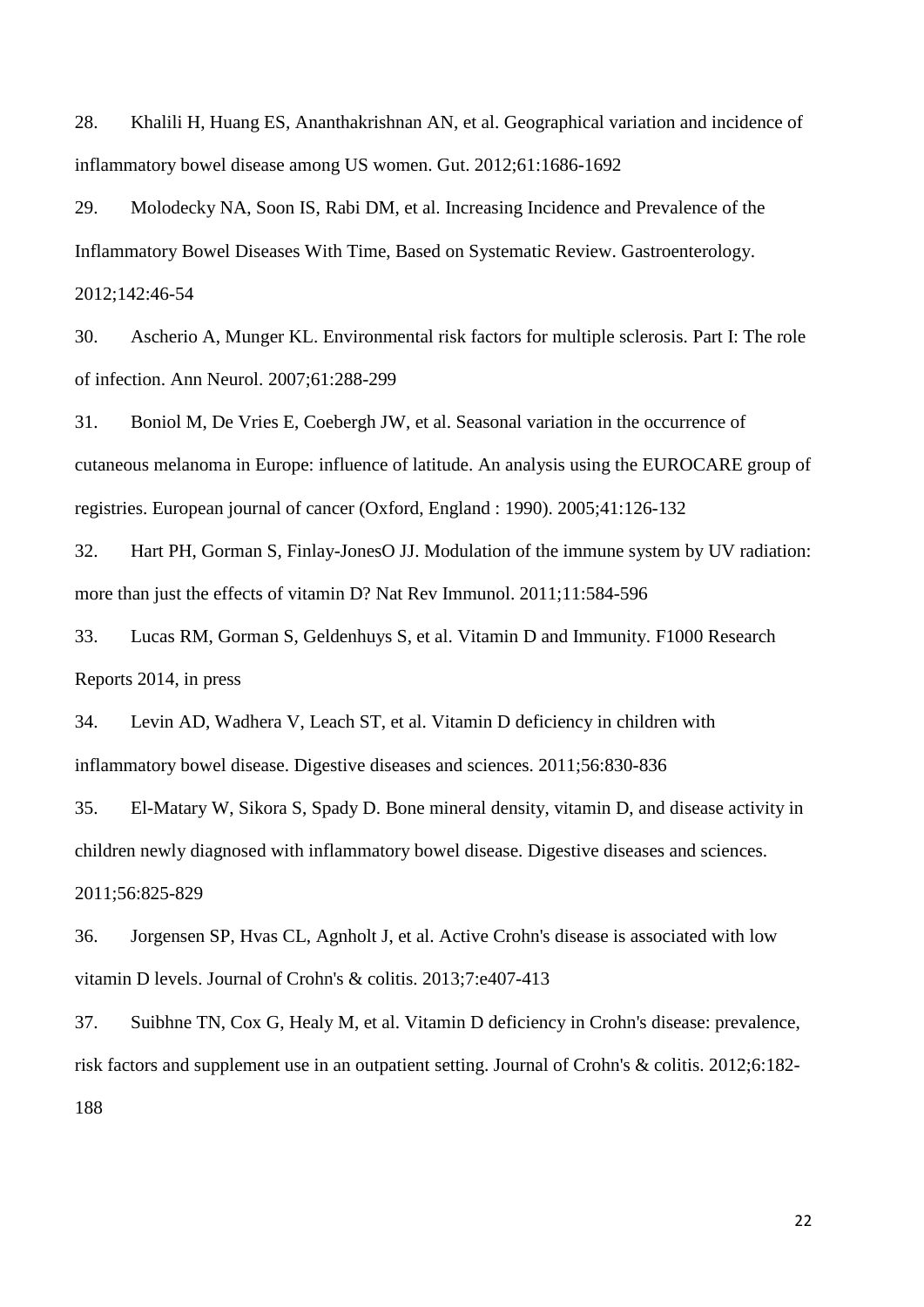28. Khalili H, Huang ES, Ananthakrishnan AN, et al. Geographical variation and incidence of inflammatory bowel disease among US women. Gut. 2012;61:1686-1692

29. Molodecky NA, Soon IS, Rabi DM, et al. Increasing Incidence and Prevalence of the Inflammatory Bowel Diseases With Time, Based on Systematic Review. Gastroenterology. 2012;142:46-54

30. Ascherio A, Munger KL. Environmental risk factors for multiple sclerosis. Part I: The role of infection. Ann Neurol. 2007;61:288-299

31. Boniol M, De Vries E, Coebergh JW, et al. Seasonal variation in the occurrence of cutaneous melanoma in Europe: influence of latitude. An analysis using the EUROCARE group of registries. European journal of cancer (Oxford, England : 1990). 2005;41:126-132

32. Hart PH, Gorman S, Finlay-JonesO JJ. Modulation of the immune system by UV radiation: more than just the effects of vitamin D? Nat Rev Immunol. 2011;11:584-596

33. Lucas RM, Gorman S, Geldenhuys S, et al. Vitamin D and Immunity. F1000 Research Reports 2014, in press

34. Levin AD, Wadhera V, Leach ST, et al. Vitamin D deficiency in children with inflammatory bowel disease. Digestive diseases and sciences. 2011;56:830-836

35. El-Matary W, Sikora S, Spady D. Bone mineral density, vitamin D, and disease activity in children newly diagnosed with inflammatory bowel disease. Digestive diseases and sciences. 2011;56:825-829

36. Jorgensen SP, Hvas CL, Agnholt J, et al. Active Crohn's disease is associated with low vitamin D levels. Journal of Crohn's & colitis. 2013;7:e407-413

37. Suibhne TN, Cox G, Healy M, et al. Vitamin D deficiency in Crohn's disease: prevalence, risk factors and supplement use in an outpatient setting. Journal of Crohn's & colitis. 2012;6:182-188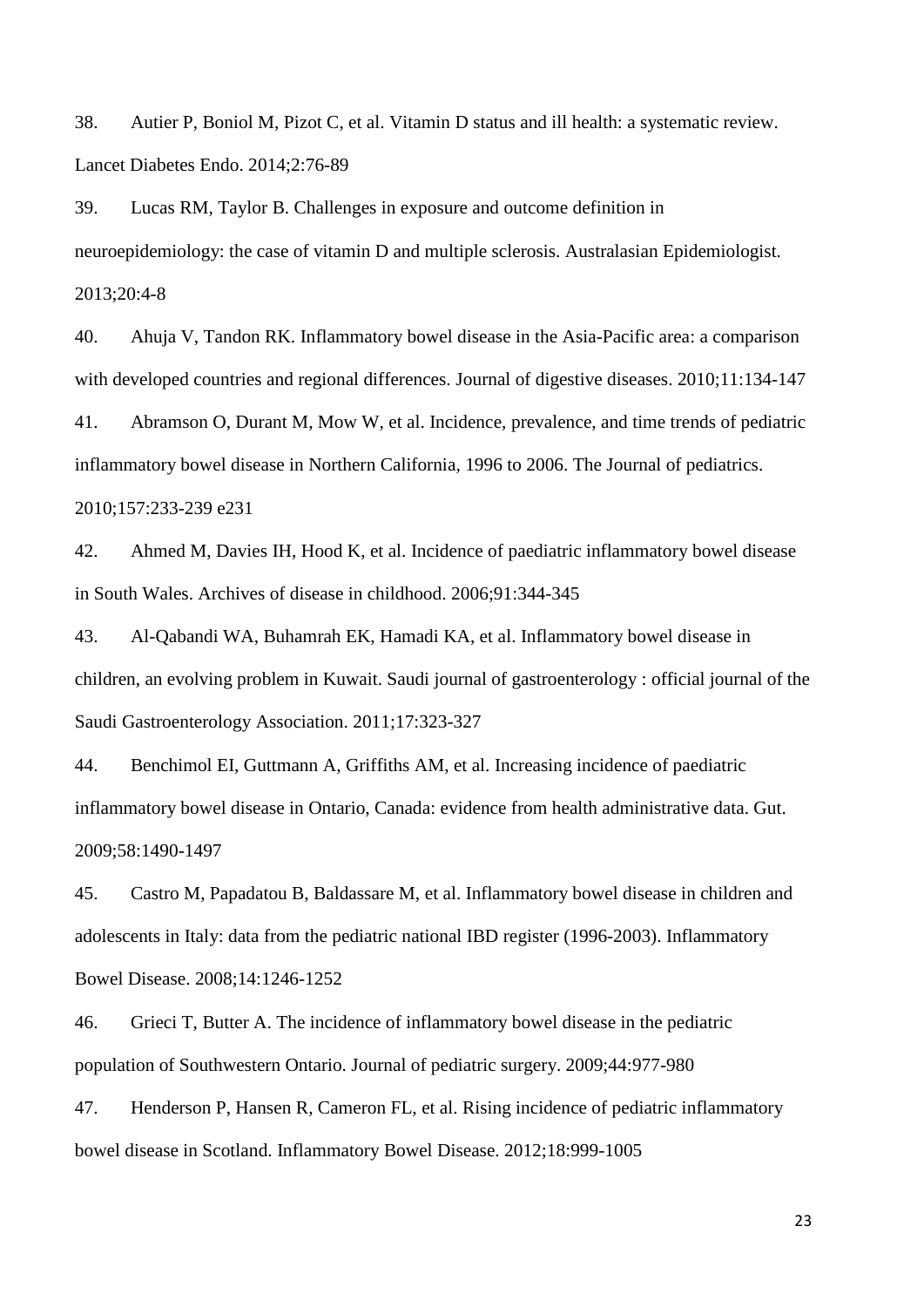38. Autier P, Boniol M, Pizot C, et al. Vitamin D status and ill health: a systematic review. Lancet Diabetes Endo. 2014;2:76-89

39. Lucas RM, Taylor B. Challenges in exposure and outcome definition in neuroepidemiology: the case of vitamin D and multiple sclerosis. Australasian Epidemiologist. 2013;20:4-8

40. Ahuja V, Tandon RK. Inflammatory bowel disease in the Asia-Pacific area: a comparison with developed countries and regional differences. Journal of digestive diseases. 2010;11:134-147

41. Abramson O, Durant M, Mow W, et al. Incidence, prevalence, and time trends of pediatric inflammatory bowel disease in Northern California, 1996 to 2006. The Journal of pediatrics. 2010;157:233-239 e231

42. Ahmed M, Davies IH, Hood K, et al. Incidence of paediatric inflammatory bowel disease in South Wales. Archives of disease in childhood. 2006;91:344-345

43. Al-Qabandi WA, Buhamrah EK, Hamadi KA, et al. Inflammatory bowel disease in children, an evolving problem in Kuwait. Saudi journal of gastroenterology : official journal of the Saudi Gastroenterology Association. 2011;17:323-327

44. Benchimol EI, Guttmann A, Griffiths AM, et al. Increasing incidence of paediatric inflammatory bowel disease in Ontario, Canada: evidence from health administrative data. Gut. 2009;58:1490-1497

45. Castro M, Papadatou B, Baldassare M, et al. Inflammatory bowel disease in children and adolescents in Italy: data from the pediatric national IBD register (1996-2003). Inflammatory Bowel Disease. 2008;14:1246-1252

46. Grieci T, Butter A. The incidence of inflammatory bowel disease in the pediatric population of Southwestern Ontario. Journal of pediatric surgery. 2009;44:977-980

47. Henderson P, Hansen R, Cameron FL, et al. Rising incidence of pediatric inflammatory bowel disease in Scotland. Inflammatory Bowel Disease. 2012;18:999-1005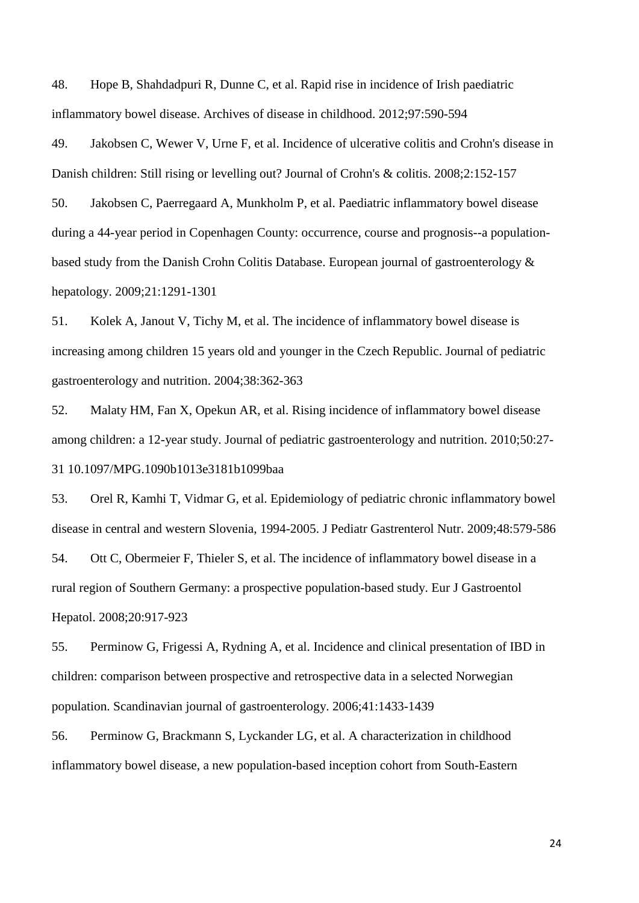48. Hope B, Shahdadpuri R, Dunne C, et al. Rapid rise in incidence of Irish paediatric inflammatory bowel disease. Archives of disease in childhood. 2012;97:590-594

49. Jakobsen C, Wewer V, Urne F, et al. Incidence of ulcerative colitis and Crohn's disease in Danish children: Still rising or levelling out? Journal of Crohn's & colitis. 2008;2:152-157

50. Jakobsen C, Paerregaard A, Munkholm P, et al. Paediatric inflammatory bowel disease during a 44-year period in Copenhagen County: occurrence, course and prognosis--a population-based study from the Danish Crohn Colitis Database. European journal of gastroenterology & hepatology. 2009;21:1291-1301

51. Kolek A, Janout V, Tichy M, et al. The incidence of inflammatory bowel disease is increasing among children 15 years old and younger in the Czech Republic. Journal of pediatric gastroenterology and nutrition. 2004;38:362-363

52. Malaty HM, Fan X, Opekun AR, et al. Rising incidence of inflammatory bowel disease among children: a 12-year study. Journal of pediatric gastroenterology and nutrition. 2010;50:27-31 10.1097/MPG.1090b1013e3181b1099baa

53. Orel R, Kamhi T, Vidmar G, et al. Epidemiology of pediatric chronic inflammatory bowel disease in central and western Slovenia, 1994-2005. J Pediatr Gastrenterol Nutr. 2009;48:579-586

54. Ott C, Obermeier F, Thieler S, et al. The incidence of inflammatory bowel disease in a rural region of Southern Germany: a prospective population-based study. Eur J Gastroentol Hepatol. 2008;20:917-923

55. Perminow G, Frigessi A, Rydning A, et al. Incidence and clinical presentation of IBD in children: comparison between prospective and retrospective data in a selected Norwegian population. Scandinavian journal of gastroenterology. 2006;41:1433-1439

56. Perminow G, Brackmann S, Lyckander LG, et al. A characterization in childhood inflammatory bowel disease, a new population-based inception cohort from South-Eastern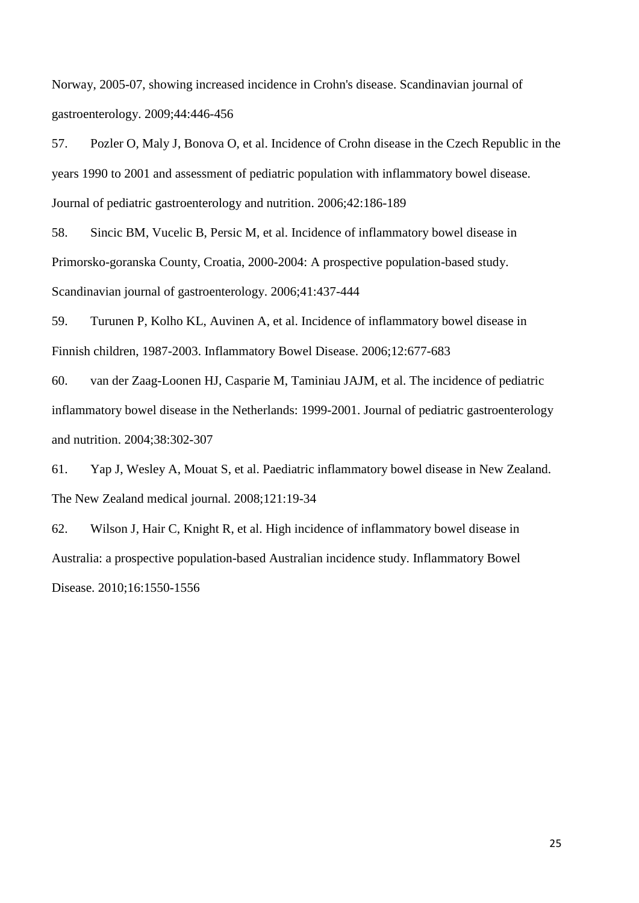Norway, 2005-07, showing increased incidence in Crohn's disease. Scandinavian journal of gastroenterology. 2009;44:446-456

57. Pozler O, Maly J, Bonova O, et al. Incidence of Crohn disease in the Czech Republic in the years 1990 to 2001 and assessment of pediatric population with inflammatory bowel disease. Journal of pediatric gastroenterology and nutrition. 2006;42:186-189

58. Sincic BM, Vucelic B, Persic M, et al. Incidence of inflammatory bowel disease in Primorsko-goranska County, Croatia, 2000-2004: A prospective population-based study. Scandinavian journal of gastroenterology. 2006;41:437-444

59. Turunen P, Kolho KL, Auvinen A, et al. Incidence of inflammatory bowel disease in Finnish children, 1987-2003. Inflammatory Bowel Disease. 2006;12:677-683

60. van der Zaag-Loonen HJ, Casparie M, Taminiau JAJM, et al. The incidence of pediatric inflammatory bowel disease in the Netherlands: 1999-2001. Journal of pediatric gastroenterology and nutrition. 2004;38:302-307

61. Yap J, Wesley A, Mouat S, et al. Paediatric inflammatory bowel disease in New Zealand. The New Zealand medical journal. 2008;121:19-34

62. Wilson J, Hair C, Knight R, et al. High incidence of inflammatory bowel disease in Australia: a prospective population-based Australian incidence study. Inflammatory Bowel Disease. 2010;16:1550-1556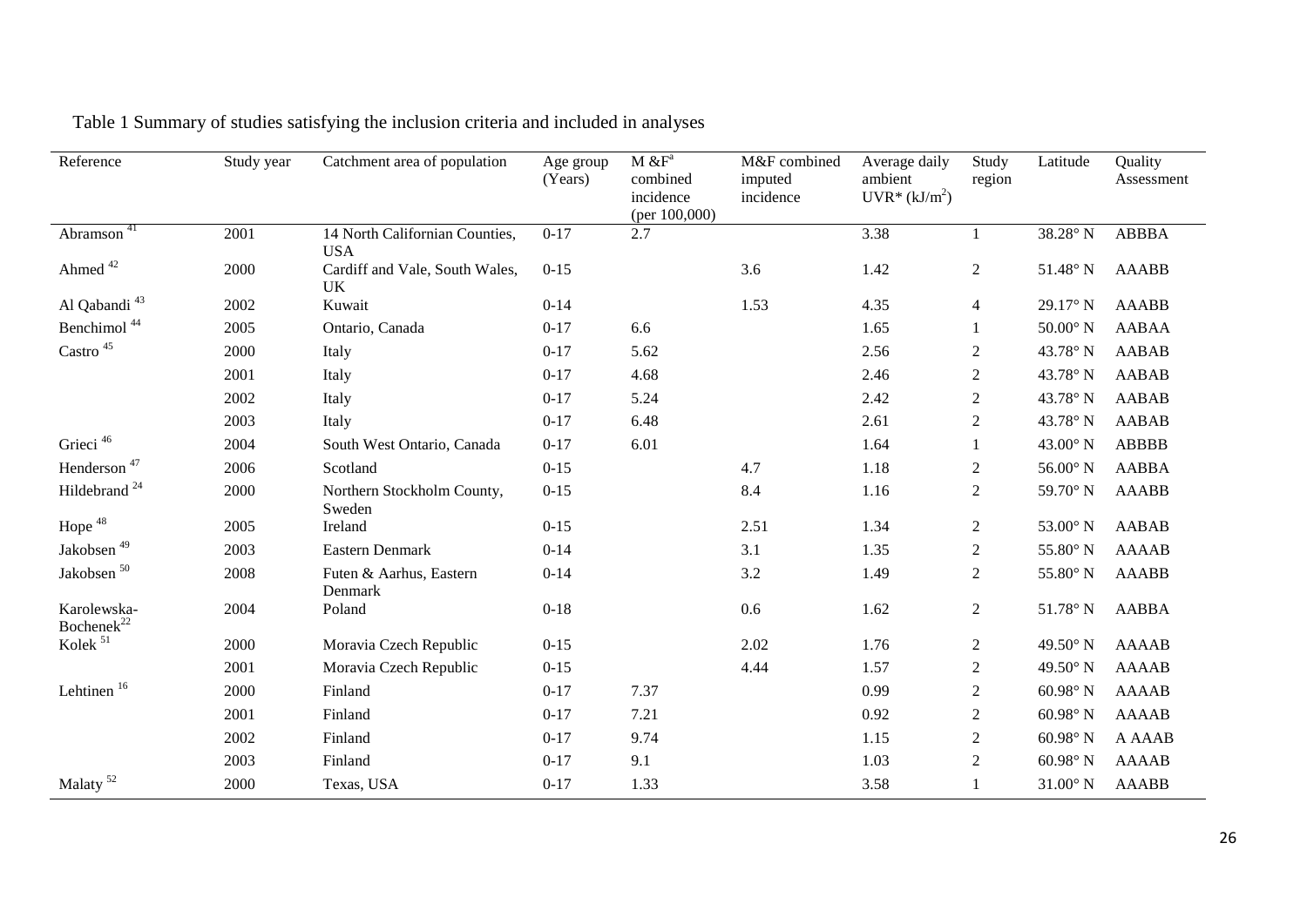Table 1 Summary of studies satisfying the inclusion criteria and included in analyses

| Reference | Study year | Catchment area of population | Age group (Years) | M &F[a] combined incidence (per 100,000) | M&F combined imputed incidence | Average daily ambient UVR* ($kJ/m^2$) | Study region | Latitude | Quality Assessment |
|---|---|---|---|---|---|---|---|---|---|
| Abramson [41] | 2001 | 14 North Californian Counties, USA | 0-17 | 2.7 | | 3.38 | 1 | 38.28° N | ABBBA |
| Ahmed [42] | 2000 | Cardiff and Vale, South Wales, UK | 0-15 | | 3.6 | 1.42 | 2 | 51.48° N | AAABB |
| Al Qabandi [43] | 2002 | Kuwait | 0-14 | | 1.53 | 4.35 | 4 | 29.17° N | AAABB |
| Benchimol [44] | 2005 | Ontario, Canada | 0-17 | 6.6 | | 1.65 | 1 | 50.00° N | AABAA |
| Castro [45] | 2000 | Italy | 0-17 | 5.62 | | 2.56 | 2 | 43.78° N | AABAB |
| | 2001 | Italy | 0-17 | 4.68 | | 2.46 | 2 | 43.78° N | AABAB |
| | 2002 | Italy | 0-17 | 5.24 | | 2.42 | 2 | 43.78° N | AABAB |
| | 2003 | Italy | 0-17 | 6.48 | | 2.61 | 2 | 43.78° N | AABAB |
| Grieci [46] | 2004 | South West Ontario, Canada | 0-17 | 6.01 | | 1.64 | 1 | 43.00° N | ABBBB |
| Henderson [47] | 2006 | Scotland | 0-15 | | 4.7 | 1.18 | 2 | 56.00° N | AABBA |
| Hildebrand [24] | 2000 | Northern Stockholm County, Sweden | 0-15 | | 8.4 | 1.16 | 2 | 59.70° N | AAABB |
| Hope [48] | 2005 | Ireland | 0-15 | | 2.51 | 1.34 | 2 | 53.00° N | AABAB |
| Jakobsen [49] | 2003 | Eastern Denmark | 0-14 | | 3.1 | 1.35 | 2 | 55.80° N | AAAAB |
| Jakobsen [50] | 2008 | Futen & Aarhus, Eastern Denmark | 0-14 | | 3.2 | 1.49 | 2 | 55.80° N | AAABB |
| Karolewska-Bochenek[22] | 2004 | Poland | 0-18 | | 0.6 | 1.62 | 2 | 51.78° N | AABBA |
| Kolek [51] | 2000 | Moravia Czech Republic | 0-15 | | 2.02 | 1.76 | 2 | 49.50° N | AAAAB |
| | 2001 | Moravia Czech Republic | 0-15 | | 4.44 | 1.57 | 2 | 49.50° N | AAAAB |
| Lehtinen [16] | 2000 | Finland | 0-17 | 7.37 | | 0.99 | 2 | 60.98° N | AAAAB |
| | 2001 | Finland | 0-17 | 7.21 | | 0.92 | 2 | 60.98° N | AAAAB |
| | 2002 | Finland | 0-17 | 9.74 | | 1.15 | 2 | 60.98° N | A AAAB |
| | 2003 | Finland | 0-17 | 9.1 | | 1.03 | 2 | 60.98° N | AAAAB |
| Malaty [52] | 2000 | Texas, USA | 0-17 | 1.33 | | 3.58 | 1 | 31.00° N | AAABB |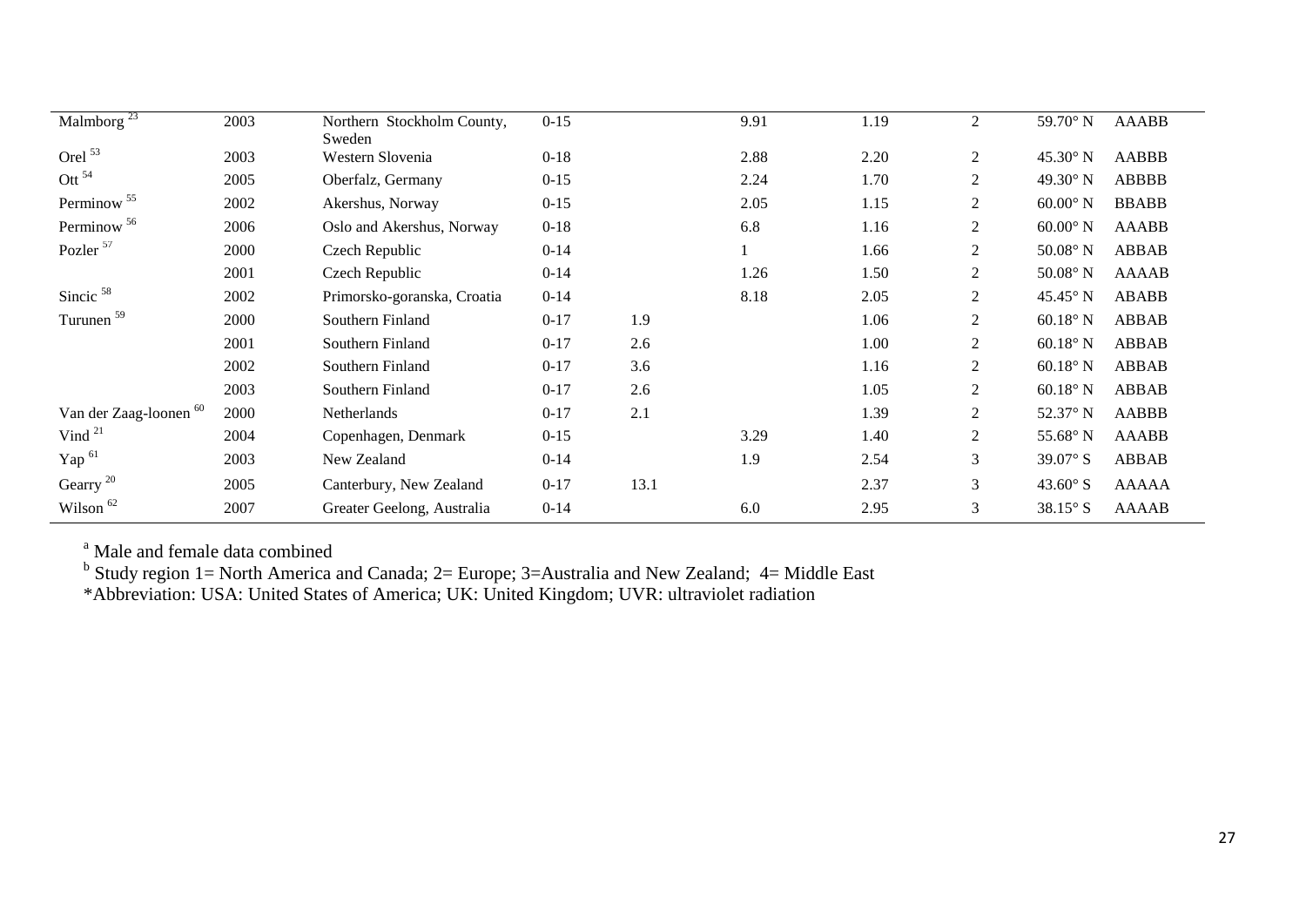| | | | | | | | | | |
|---|---|---|---|---|---|---|---|---|---|
| Malmborg [23] | 2003 | Northern Stockholm County, Sweden | 0-15 | | 9.91 | 1.19 | 2 | 59.70° N | AAABB |
| Orel [53] | 2003 | Western Slovenia | 0-18 | | 2.88 | 2.20 | 2 | 45.30° N | AABBB |
| Ott [54] | 2005 | Oberfalz, Germany | 0-15 | | 2.24 | 1.70 | 2 | 49.30° N | ABBBB |
| Perminow [55] | 2002 | Akershus, Norway | 0-15 | | 2.05 | 1.15 | 2 | 60.00° N | BBABB |
| Perminow [56] | 2006 | Oslo and Akershus, Norway | 0-18 | | 6.8 | 1.16 | 2 | 60.00° N | AAABB |
| Pozler [57] | 2000 | Czech Republic | 0-14 | | 1 | 1.66 | 2 | 50.08° N | ABBAB |
| | 2001 | Czech Republic | 0-14 | | 1.26 | 1.50 | 2 | 50.08° N | AAAAB |
| Sincic [58] | 2002 | Primorsko-goranska, Croatia | 0-14 | | 8.18 | 2.05 | 2 | 45.45° N | ABABB |
| Turunen [59] | 2000 | Southern Finland | 0-17 | 1.9 | | 1.06 | 2 | 60.18° N | ABBAB |
| | 2001 | Southern Finland | 0-17 | 2.6 | | 1.00 | 2 | 60.18° N | ABBAB |
| | 2002 | Southern Finland | 0-17 | 3.6 | | 1.16 | 2 | 60.18° N | ABBAB |
| | 2003 | Southern Finland | 0-17 | 2.6 | | 1.05 | 2 | 60.18° N | ABBAB |
| Van der Zaag-loonen [60] | 2000 | Netherlands | 0-17 | 2.1 | | 1.39 | 2 | 52.37° N | AABBB |
| Vind [21] | 2004 | Copenhagen, Denmark | 0-15 | | 3.29 | 1.40 | 2 | 55.68° N | AAABB |
| Yap [61] | 2003 | New Zealand | 0-14 | | 1.9 | 2.54 | 3 | 39.07° S | ABBAB |
| Gearry [20] | 2005 | Canterbury, New Zealand | 0-17 | 13.1 | | 2.37 | 3 | 43.60° S | AAAAA |
| Wilson [62] | 2007 | Greater Geelong, Australia | 0-14 | | 6.0 | 2.95 | 3 | 38.15° S | AAAAB |

[a] Male and female data combined

[b] Study region 1= North America and Canada; 2= Europe; 3=Australia and New Zealand; 4= Middle East

*Abbreviation: USA: United States of America; UK: United Kingdom; UVR: ultraviolet radiation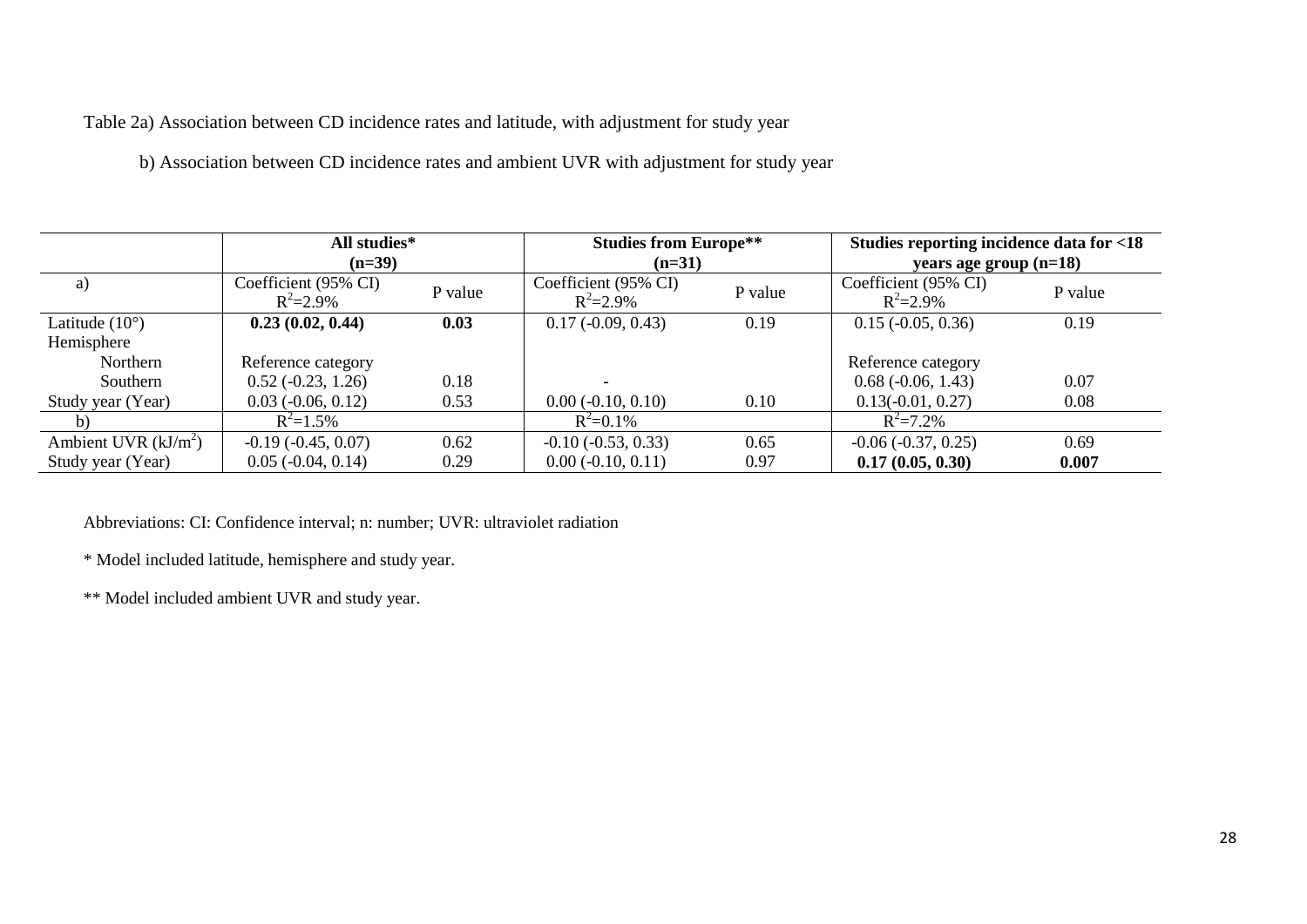Table 2a) Association between CD incidence rates and latitude, with adjustment for study year

b) Association between CD incidence rates and ambient UVR with adjustment for study year

| | **All studies\* (n=39)** | | **Studies from Europe\*\* (n=31)** | | **Studies reporting incidence data for <18 years age group (n=18)** | |
|---|---|---|---|---|---|---|
| a) | Coefficient (95% CI) $R^2$=2.9% | P value | Coefficient (95% CI) $R^2$=2.9% | P value | Coefficient (95% CI) $R^2$=2.9% | P value |
| Latitude (10°) | **0.23 (0.02, 0.44)** | **0.03** | 0.17 (-0.09, 0.43) | 0.19 | 0.15 (-0.05, 0.36) | 0.19 |
| Hemisphere | | | | | | |
| Northern | Reference category | | | | Reference category | |
| Southern | 0.52 (-0.23, 1.26) | 0.18 | - | | 0.68 (-0.06, 1.43) | 0.07 |
| Study year (Year) | 0.03 (-0.06, 0.12) | 0.53 | 0.00 (-0.10, 0.10) | 0.10 | 0.13(-0.01, 0.27) | 0.08 |
| b) | $R^2$=1.5% | | $R^2$=0.1% | | $R^2$=7.2% | |
| Ambient UVR ($kJ/m^2$) | -0.19 (-0.45, 0.07) | 0.62 | -0.10 (-0.53, 0.33) | 0.65 | -0.06 (-0.37, 0.25) | 0.69 |
| Study year (Year) | 0.05 (-0.04, 0.14) | 0.29 | 0.00 (-0.10, 0.11) | 0.97 | **0.17 (0.05, 0.30)** | **0.007** |

Abbreviations: CI: Confidence interval; n: number; UVR: ultraviolet radiation

\* Model included latitude, hemisphere and study year.

\*\* Model included ambient UVR and study year.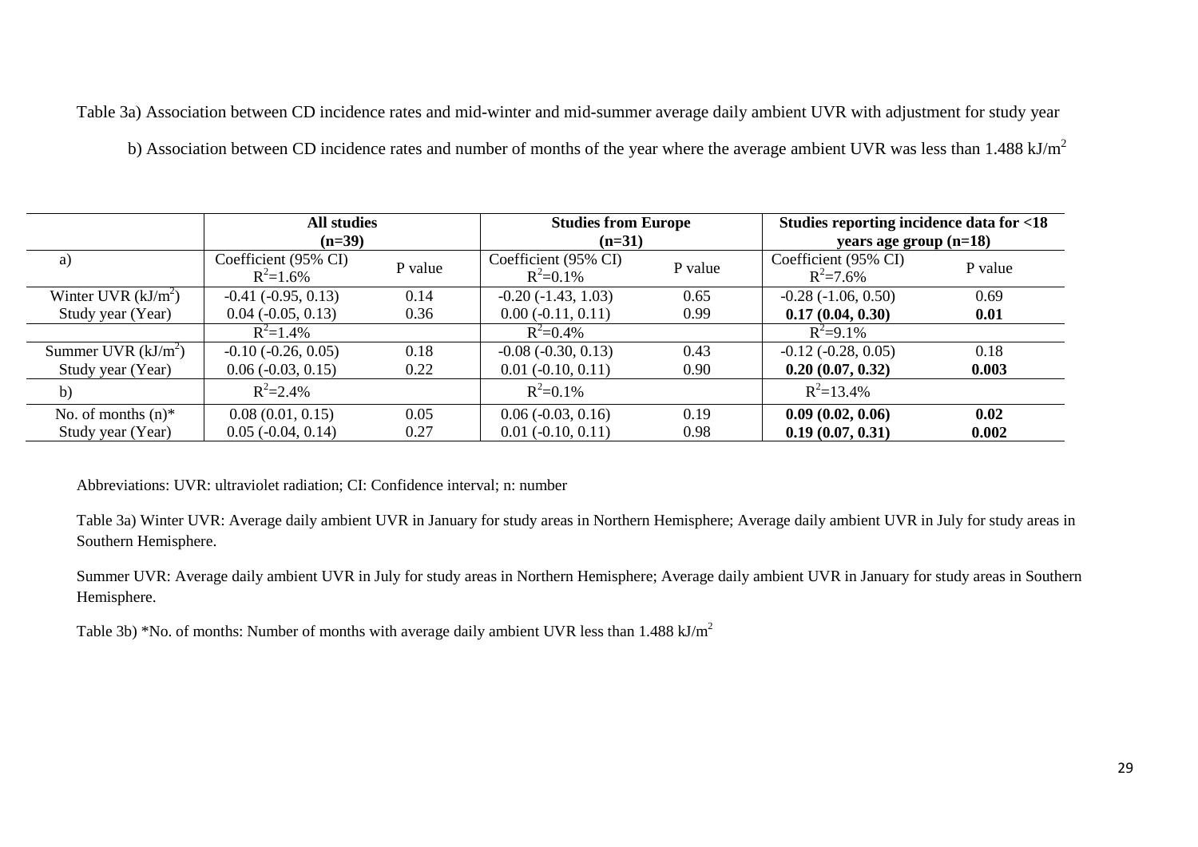Table 3a) Association between CD incidence rates and mid-winter and mid-summer average daily ambient UVR with adjustment for study year

b) Association between CD incidence rates and number of months of the year where the average ambient UVR was less than 1.488 kJ/m$^2$

| | **All studies (n=39)** | | **Studies from Europe (n=31)** | | **Studies reporting incidence data for <18 years age group (n=18)** | |
|---|---|---|---|---|---|---|
| a) | Coefficient (95% CI) $R^2$=1.6% | P value | Coefficient (95% CI) $R^2$=0.1% | P value | Coefficient (95% CI) $R^2$=7.6% | P value |
| Winter UVR (kJ/m$^2$) | -0.41 (-0.95, 0.13) | 0.14 | -0.20 (-1.43, 1.03) | 0.65 | -0.28 (-1.06, 0.50) | 0.69 |
| Study year (Year) | 0.04 (-0.05, 0.13) | 0.36 | 0.00 (-0.11, 0.11) | 0.99 | **0.17 (0.04, 0.30)** | **0.01** |
| | $R^2$=1.4% | | $R^2$=0.4% | | $R^2$=9.1% | |
| Summer UVR (kJ/m$^2$) | -0.10 (-0.26, 0.05) | 0.18 | -0.08 (-0.30, 0.13) | 0.43 | -0.12 (-0.28, 0.05) | 0.18 |
| Study year (Year) | 0.06 (-0.03, 0.15) | 0.22 | 0.01 (-0.10, 0.11) | 0.90 | **0.20 (0.07, 0.32)** | **0.003** |
| b) | $R^2$=2.4% | | $R^2$=0.1% | | $R^2$=13.4% | |
| No. of months (n)* | 0.08 (0.01, 0.15) | 0.05 | 0.06 (-0.03, 0.16) | 0.19 | **0.09 (0.02, 0.06)** | **0.02** |
| Study year (Year) | 0.05 (-0.04, 0.14) | 0.27 | 0.01 (-0.10, 0.11) | 0.98 | **0.19 (0.07, 0.31)** | **0.002** |

Abbreviations: UVR: ultraviolet radiation; CI: Confidence interval; n: number

Table 3a) Winter UVR: Average daily ambient UVR in January for study areas in Northern Hemisphere; Average daily ambient UVR in July for study areas in Southern Hemisphere.

Summer UVR: Average daily ambient UVR in July for study areas in Northern Hemisphere; Average daily ambient UVR in January for study areas in Southern Hemisphere.

Table 3b) *No. of months: Number of months with average daily ambient UVR less than 1.488 kJ/m$^2$